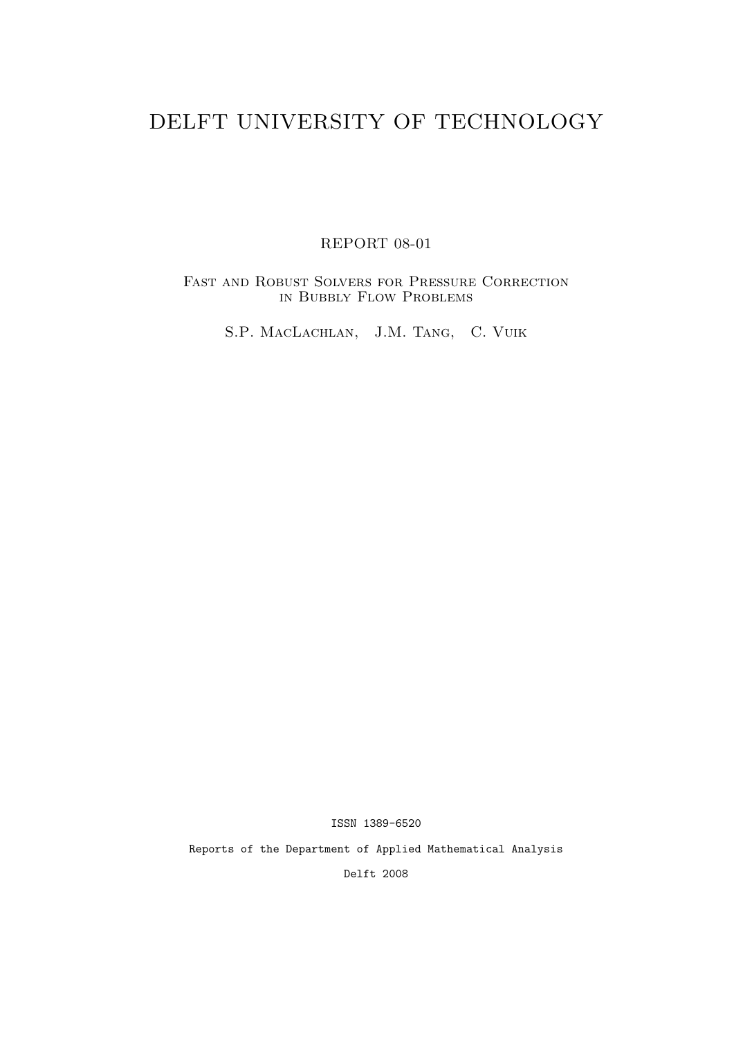# DELFT UNIVERSITY OF TECHNOLOGY

REPORT 08-01

## Fast and Robust Solvers for Pressure Correction in Bubbly Flow Problems

S.P. MacLachlan, J.M. Tang, C. Vuik

ISSN 1389-6520

Reports of the Department of Applied Mathematical Analysis

Delft 2008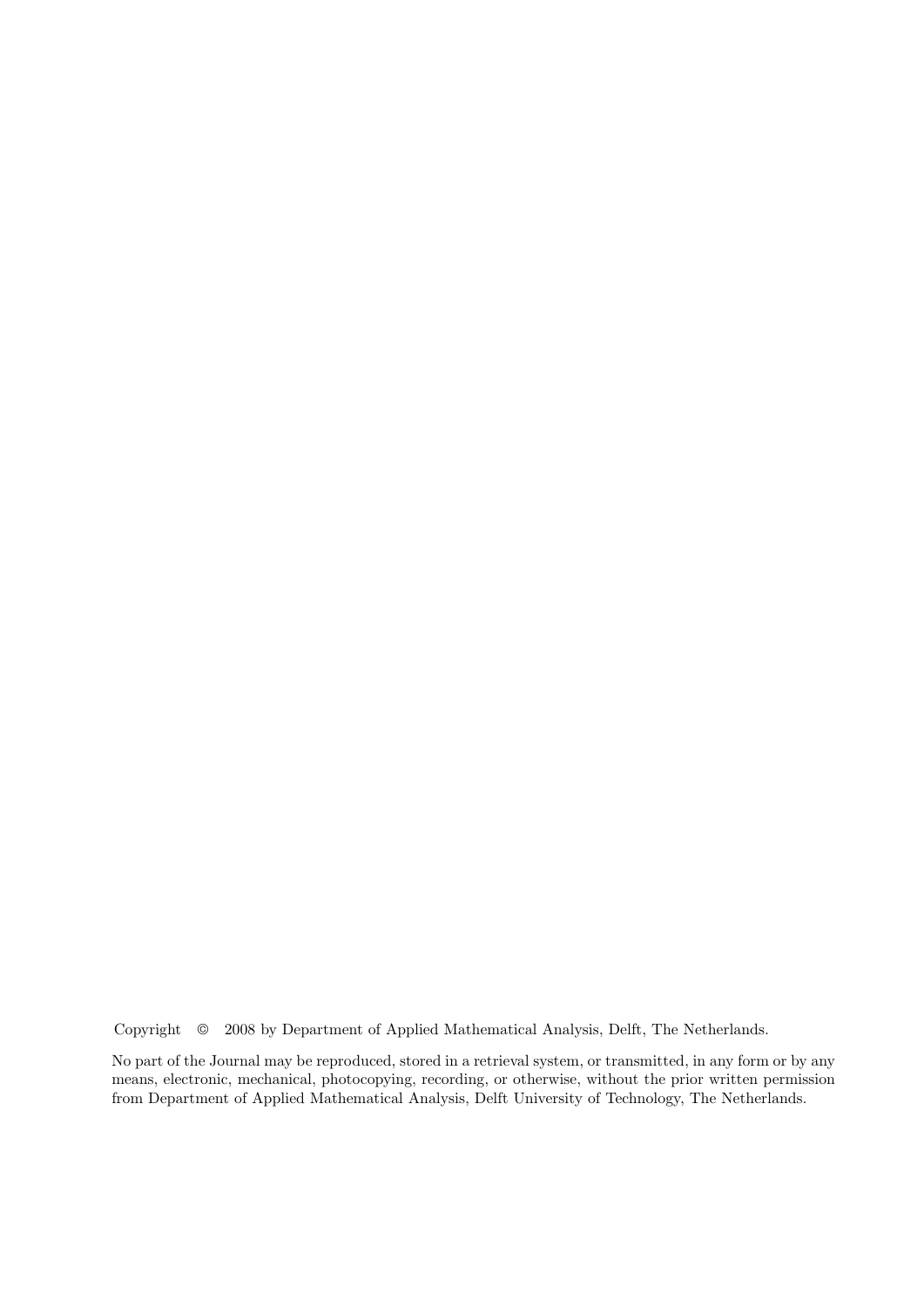Copyright © 2008 by Department of Applied Mathematical Analysis, Delft, The Netherlands.

No part of the Journal may be reproduced, stored in a retrieval system, or transmitted, in any form or by any means, electronic, mechanical, photocopying, recording, or otherwise, without the prior written permission from Department of Applied Mathematical Analysis, Delft University of Technology, The Netherlands.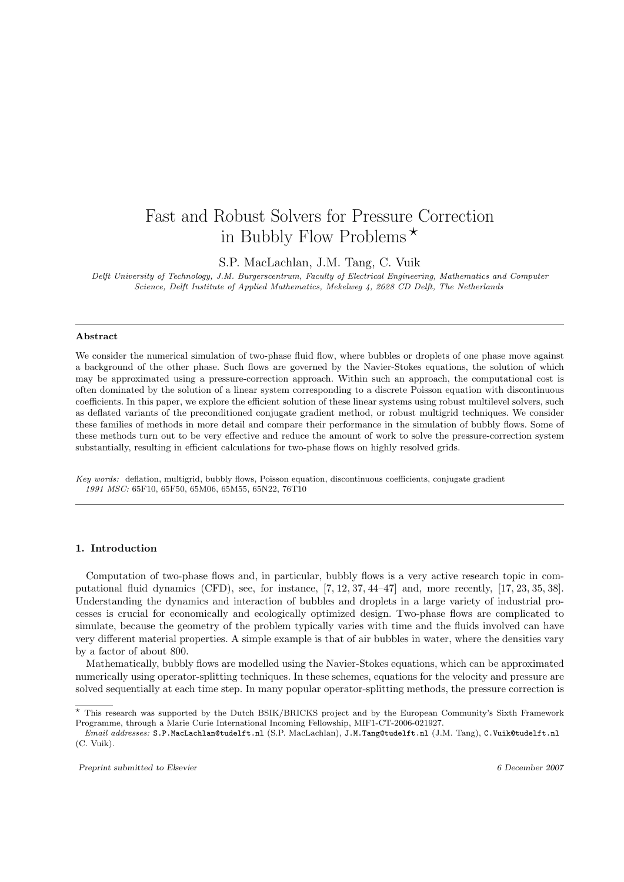# Fast and Robust Solvers for Pressure Correction in Bubbly Flow Problems ⋆

S.P. MacLachlan, J.M. Tang, C. Vuik

*Delft University of Technology, J.M. Burgerscentrum, Faculty of Electrical Engineering, Mathematics and Computer Science, Delft Institute of Applied Mathematics, Mekelweg 4, 2628 CD Delft, The Netherlands*

---

**Abstract**

We consider the numerical simulation of two-phase fluid flow, where bubbles or droplets of one phase move against a background of the other phase. Such flows are governed by the Navier-Stokes equations, the solution of which may be approximated using a pressure-correction approach. Within such an approach, the computational cost is often dominated by the solution of a linear system corresponding to a discrete Poisson equation with discontinuous coefficients. In this paper, we explore the efficient solution of these linear systems using robust multilevel solvers, such as deflated variants of the preconditioned conjugate gradient method, or robust multigrid techniques. We consider these families of methods in more detail and compare their performance in the simulation of bubbly flows. Some of these methods turn out to be very effective and reduce the amount of work to solve the pressure-correction system substantially, resulting in efficient calculations for two-phase flows on highly resolved grids.

*Key words:* deflation, multigrid, bubbly flows, Poisson equation, discontinuous coefficients, conjugate gradient
*1991 MSC:* 65F10, 65F50, 65M06, 65M55, 65N22, 76T10

---

## 1. Introduction

Computation of two-phase flows and, in particular, bubbly flows is a very active research topic in computational fluid dynamics (CFD), see, for instance, [7, 12, 37, 44–47] and, more recently, [17, 23, 35, 38]. Understanding the dynamics and interaction of bubbles and droplets in a large variety of industrial processes is crucial for economically and ecologically optimized design. Two-phase flows are complicated to simulate, because the geometry of the problem typically varies with time and the fluids involved can have very different material properties. A simple example is that of air bubbles in water, where the densities vary by a factor of about 800.

Mathematically, bubbly flows are modelled using the Navier-Stokes equations, which can be approximated numerically using operator-splitting techniques. In these schemes, equations for the velocity and pressure are solved sequentially at each time step. In many popular operator-splitting methods, the pressure correction is

---

⋆ This research was supported by the Dutch BSIK/BRICKS project and by the European Community's Sixth Framework Programme, through a Marie Curie International Incoming Fellowship, MIF1-CT-2006-021927.

*Email addresses:* S.P.MacLachlan@tudelft.nl (S.P. MacLachlan), J.M.Tang@tudelft.nl (J.M. Tang), C.Vuik@tudelft.nl (C. Vuik).

*Preprint submitted to Elsevier* 6 December 2007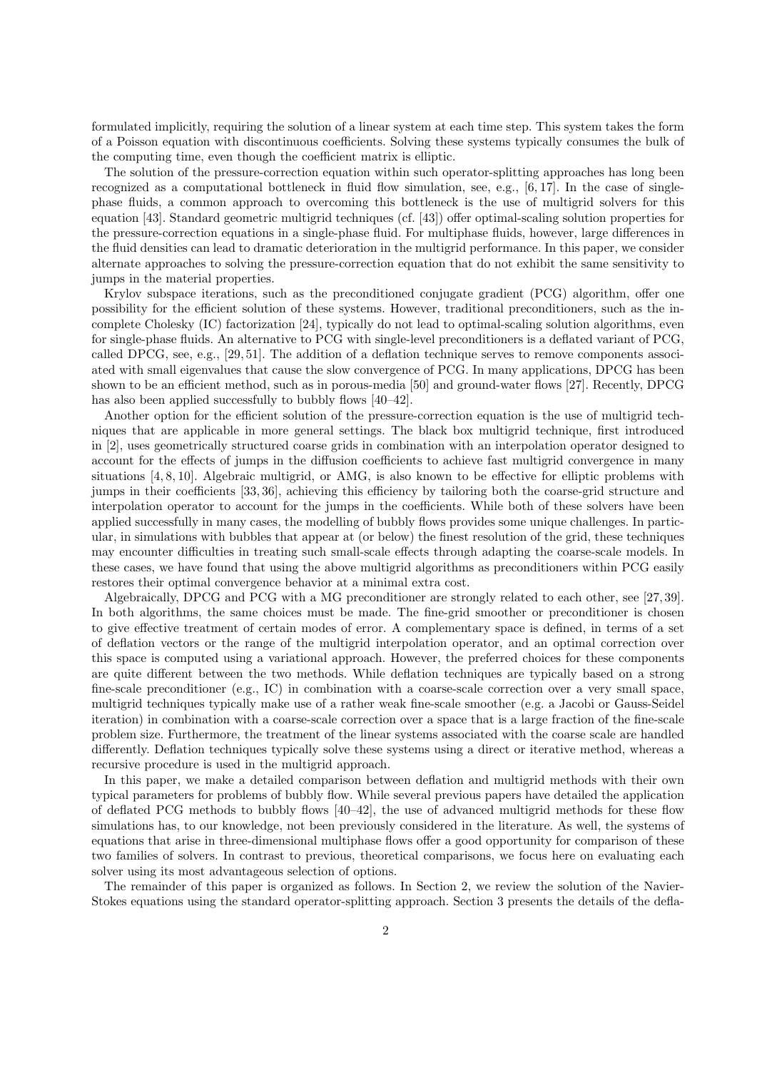formulated implicitly, requiring the solution of a linear system at each time step. This system takes the form of a Poisson equation with discontinuous coefficients. Solving these systems typically consumes the bulk of the computing time, even though the coefficient matrix is elliptic.

The solution of the pressure-correction equation within such operator-splitting approaches has long been recognized as a computational bottleneck in fluid flow simulation, see, e.g., [6, 17]. In the case of single-phase fluids, a common approach to overcoming this bottleneck is the use of multigrid solvers for this equation [43]. Standard geometric multigrid techniques (cf. [43]) offer optimal-scaling solution properties for the pressure-correction equations in a single-phase fluid. For multiphase fluids, however, large differences in the fluid densities can lead to dramatic deterioration in the multigrid performance. In this paper, we consider alternate approaches to solving the pressure-correction equation that do not exhibit the same sensitivity to jumps in the material properties.

Krylov subspace iterations, such as the preconditioned conjugate gradient (PCG) algorithm, offer one possibility for the efficient solution of these systems. However, traditional preconditioners, such as the incomplete Cholesky (IC) factorization [24], typically do not lead to optimal-scaling solution algorithms, even for single-phase fluids. An alternative to PCG with single-level preconditioners is a deflated variant of PCG, called DPCG, see, e.g., [29, 51]. The addition of a deflation technique serves to remove components associated with small eigenvalues that cause the slow convergence of PCG. In many applications, DPCG has been shown to be an efficient method, such as in porous-media [50] and ground-water flows [27]. Recently, DPCG has also been applied successfully to bubbly flows [40–42].

Another option for the efficient solution of the pressure-correction equation is the use of multigrid techniques that are applicable in more general settings. The black box multigrid technique, first introduced in [2], uses geometrically structured coarse grids in combination with an interpolation operator designed to account for the effects of jumps in the diffusion coefficients to achieve fast multigrid convergence in many situations [4, 8, 10]. Algebraic multigrid, or AMG, is also known to be effective for elliptic problems with jumps in their coefficients [33, 36], achieving this efficiency by tailoring both the coarse-grid structure and interpolation operator to account for the jumps in the coefficients. While both of these solvers have been applied successfully in many cases, the modelling of bubbly flows provides some unique challenges. In particular, in simulations with bubbles that appear at (or below) the finest resolution of the grid, these techniques may encounter difficulties in treating such small-scale effects through adapting the coarse-scale models. In these cases, we have found that using the above multigrid algorithms as preconditioners within PCG easily restores their optimal convergence behavior at a minimal extra cost.

Algebraically, DPCG and PCG with a MG preconditioner are strongly related to each other, see [27, 39]. In both algorithms, the same choices must be made. The fine-grid smoother or preconditioner is chosen to give effective treatment of certain modes of error. A complementary space is defined, in terms of a set of deflation vectors or the range of the multigrid interpolation operator, and an optimal correction over this space is computed using a variational approach. However, the preferred choices for these components are quite different between the two methods. While deflation techniques are typically based on a strong fine-scale preconditioner (e.g., IC) in combination with a coarse-scale correction over a very small space, multigrid techniques typically make use of a rather weak fine-scale smoother (e.g. a Jacobi or Gauss-Seidel iteration) in combination with a coarse-scale correction over a space that is a large fraction of the fine-scale problem size. Furthermore, the treatment of the linear systems associated with the coarse scale are handled differently. Deflation techniques typically solve these systems using a direct or iterative method, whereas a recursive procedure is used in the multigrid approach.

In this paper, we make a detailed comparison between deflation and multigrid methods with their own typical parameters for problems of bubbly flow. While several previous papers have detailed the application of deflated PCG methods to bubbly flows [40–42], the use of advanced multigrid methods for these flow simulations has, to our knowledge, not been previously considered in the literature. As well, the systems of equations that arise in three-dimensional multiphase flows offer a good opportunity for comparison of these two families of solvers. In contrast to previous, theoretical comparisons, we focus here on evaluating each solver using its most advantageous selection of options.

The remainder of this paper is organized as follows. In Section 2, we review the solution of the Navier-Stokes equations using the standard operator-splitting approach. Section 3 presents the details of the defla-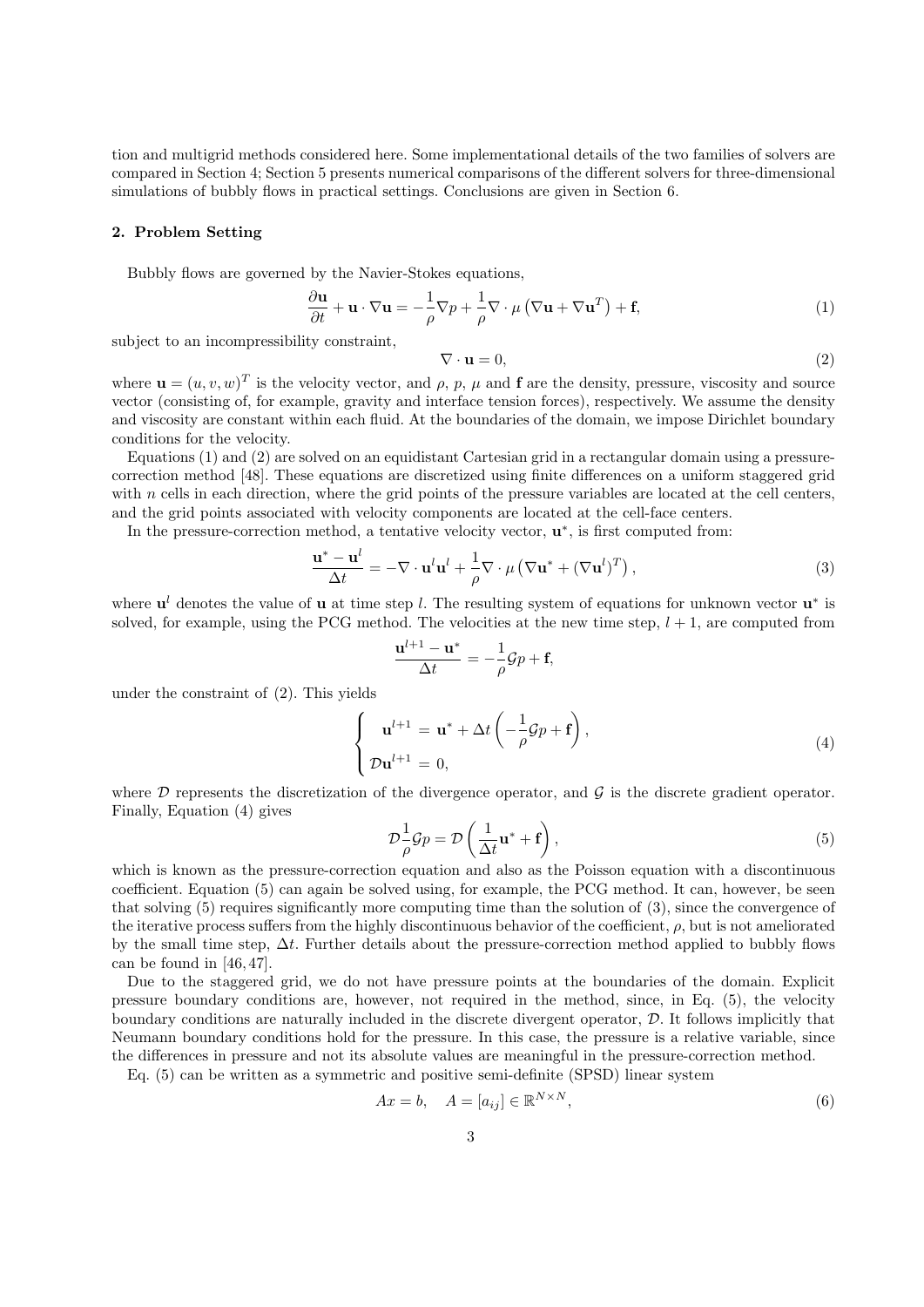tion and multigrid methods considered here. Some implementational details of the two families of solvers are compared in Section 4; Section 5 presents numerical comparisons of the different solvers for three-dimensional simulations of bubbly flows in practical settings. Conclusions are given in Section 6.

## 2. Problem Setting

Bubbly flows are governed by the Navier-Stokes equations,

$$\frac{\partial \mathbf{u}}{\partial t} + \mathbf{u} \cdot \nabla \mathbf{u} = -\frac{1}{\rho}\nabla p + \frac{1}{\rho}\nabla \cdot \mu \left(\nabla \mathbf{u} + \nabla \mathbf{u}^T\right) + \mathbf{f}, \tag{1}$$

subject to an incompressibility constraint,

$$\nabla \cdot \mathbf{u} = 0, \tag{2}$$

where $\mathbf{u} = (u, v, w)^T$ is the velocity vector, and $\rho$, $p$, $\mu$ and $\mathbf{f}$ are the density, pressure, viscosity and source vector (consisting of, for example, gravity and interface tension forces), respectively. We assume the density and viscosity are constant within each fluid. At the boundaries of the domain, we impose Dirichlet boundary conditions for the velocity.

Equations (1) and (2) are solved on an equidistant Cartesian grid in a rectangular domain using a pressure-correction method [48]. These equations are discretized using finite differences on a uniform staggered grid with $n$ cells in each direction, where the grid points of the pressure variables are located at the cell centers, and the grid points associated with velocity components are located at the cell-face centers.

In the pressure-correction method, a tentative velocity vector, $\mathbf{u}^*$, is first computed from:

$$\frac{\mathbf{u}^* - \mathbf{u}^l}{\Delta t} = -\nabla \cdot \mathbf{u}^l \mathbf{u}^l + \frac{1}{\rho}\nabla \cdot \mu \left(\nabla \mathbf{u}^* + (\nabla \mathbf{u}^l)^T\right), \tag{3}$$

where $\mathbf{u}^l$ denotes the value of $\mathbf{u}$ at time step $l$. The resulting system of equations for unknown vector $\mathbf{u}^*$ is solved, for example, using the PCG method. The velocities at the new time step, $l+1$, are computed from

$$\frac{\mathbf{u}^{l+1} - \mathbf{u}^*}{\Delta t} = -\frac{1}{\rho}\mathcal{G}p + \mathbf{f},$$

under the constraint of (2). This yields

$$\begin{cases} \mathbf{u}^{l+1} = \mathbf{u}^* + \Delta t \left(-\dfrac{1}{\rho}\mathcal{G}p + \mathbf{f}\right), \\ \mathcal{D}\mathbf{u}^{l+1} = 0, \end{cases} \tag{4}$$

where $\mathcal{D}$ represents the discretization of the divergence operator, and $\mathcal{G}$ is the discrete gradient operator. Finally, Equation (4) gives

$$\mathcal{D}\frac{1}{\rho}\mathcal{G}p = \mathcal{D}\left(\frac{1}{\Delta t}\mathbf{u}^* + \mathbf{f}\right), \tag{5}$$

which is known as the pressure-correction equation and also as the Poisson equation with a discontinuous coefficient. Equation (5) can again be solved using, for example, the PCG method. It can, however, be seen that solving (5) requires significantly more computing time than the solution of (3), since the convergence of the iterative process suffers from the highly discontinuous behavior of the coefficient, $\rho$, but is not ameliorated by the small time step, $\Delta t$. Further details about the pressure-correction method applied to bubbly flows can be found in [46, 47].

Due to the staggered grid, we do not have pressure points at the boundaries of the domain. Explicit pressure boundary conditions are, however, not required in the method, since, in Eq. (5), the velocity boundary conditions are naturally included in the discrete divergent operator, $\mathcal{D}$. It follows implicitly that Neumann boundary conditions hold for the pressure. In this case, the pressure is a relative variable, since the differences in pressure and not its absolute values are meaningful in the pressure-correction method.

Eq. (5) can be written as a symmetric and positive semi-definite (SPSD) linear system

$$Ax = b, \quad A = [a_{ij}] \in \mathbb{R}^{N \times N}, \tag{6}$$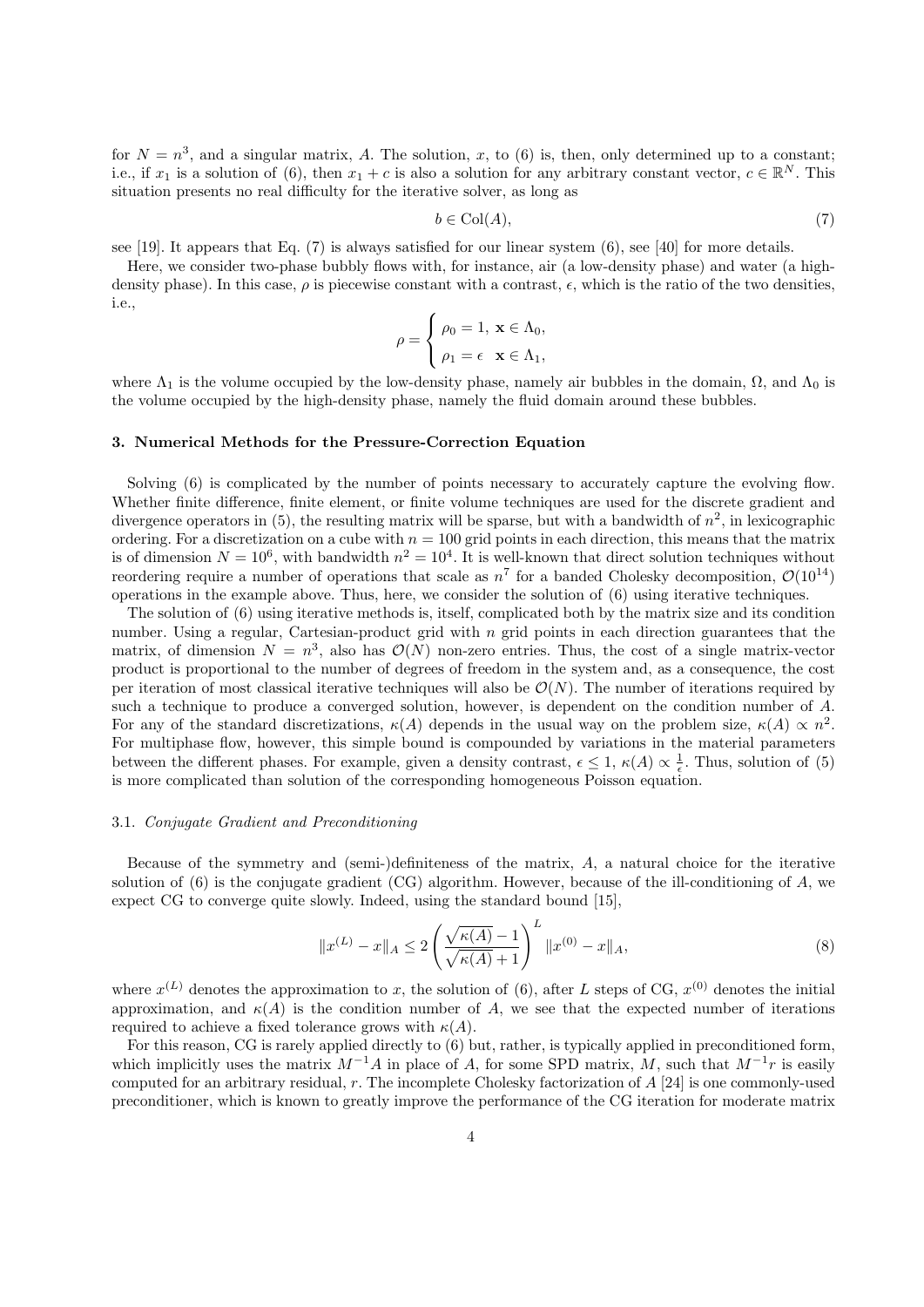for $N = n^3$, and a singular matrix, $A$. The solution, $x$, to (6) is, then, only determined up to a constant; i.e., if $x_1$ is a solution of (6), then $x_1 + c$ is also a solution for any arbitrary constant vector, $c \in \mathbb{R}^N$. This situation presents no real difficulty for the iterative solver, as long as

$$b \in \text{Col}(A), \tag{7}$$

see [19]. It appears that Eq. (7) is always satisfied for our linear system (6), see [40] for more details.

Here, we consider two-phase bubbly flows with, for instance, air (a low-density phase) and water (a high-density phase). In this case, $\rho$ is piecewise constant with a contrast, $\epsilon$, which is the ratio of the two densities, i.e.,

$$\rho = \begin{cases} \rho_0 = 1, \ \mathbf{x} \in \Lambda_0, \\ \rho_1 = \epsilon \ \ \mathbf{x} \in \Lambda_1, \end{cases}$$

where $\Lambda_1$ is the volume occupied by the low-density phase, namely air bubbles in the domain, $\Omega$, and $\Lambda_0$ is the volume occupied by the high-density phase, namely the fluid domain around these bubbles.

## 3. Numerical Methods for the Pressure-Correction Equation

Solving (6) is complicated by the number of points necessary to accurately capture the evolving flow. Whether finite difference, finite element, or finite volume techniques are used for the discrete gradient and divergence operators in (5), the resulting matrix will be sparse, but with a bandwidth of $n^2$, in lexicographic ordering. For a discretization on a cube with $n = 100$ grid points in each direction, this means that the matrix is of dimension $N = 10^6$, with bandwidth $n^2 = 10^4$. It is well-known that direct solution techniques without reordering require a number of operations that scale as $n^7$ for a banded Cholesky decomposition, $\mathcal{O}(10^{14})$ operations in the example above. Thus, here, we consider the solution of (6) using iterative techniques.

The solution of (6) using iterative methods is, itself, complicated both by the matrix size and its condition number. Using a regular, Cartesian-product grid with $n$ grid points in each direction guarantees that the matrix, of dimension $N = n^3$, also has $\mathcal{O}(N)$ non-zero entries. Thus, the cost of a single matrix-vector product is proportional to the number of degrees of freedom in the system and, as a consequence, the cost per iteration of most classical iterative techniques will also be $\mathcal{O}(N)$. The number of iterations required by such a technique to produce a converged solution, however, is dependent on the condition number of $A$. For any of the standard discretizations, $\kappa(A)$ depends in the usual way on the problem size, $\kappa(A) \propto n^2$. For multiphase flow, however, this simple bound is compounded by variations in the material parameters between the different phases. For example, given a density contrast, $\epsilon \leq 1$, $\kappa(A) \propto \frac{1}{\epsilon}$. Thus, solution of (5) is more complicated than solution of the corresponding homogeneous Poisson equation.

### 3.1. *Conjugate Gradient and Preconditioning*

Because of the symmetry and (semi-)definiteness of the matrix, $A$, a natural choice for the iterative solution of (6) is the conjugate gradient (CG) algorithm. However, because of the ill-conditioning of $A$, we expect CG to converge quite slowly. Indeed, using the standard bound [15],

$$\|x^{(L)} - x\|_A \leq 2 \left( \frac{\sqrt{\kappa(A)} - 1}{\sqrt{\kappa(A)} + 1} \right)^L \|x^{(0)} - x\|_A, \tag{8}$$

where $x^{(L)}$ denotes the approximation to $x$, the solution of (6), after $L$ steps of CG, $x^{(0)}$ denotes the initial approximation, and $\kappa(A)$ is the condition number of $A$, we see that the expected number of iterations required to achieve a fixed tolerance grows with $\kappa(A)$.

For this reason, CG is rarely applied directly to (6) but, rather, is typically applied in preconditioned form, which implicitly uses the matrix $M^{-1}A$ in place of $A$, for some SPD matrix, $M$, such that $M^{-1}r$ is easily computed for an arbitrary residual, $r$. The incomplete Cholesky factorization of $A$ [24] is one commonly-used preconditioner, which is known to greatly improve the performance of the CG iteration for moderate matrix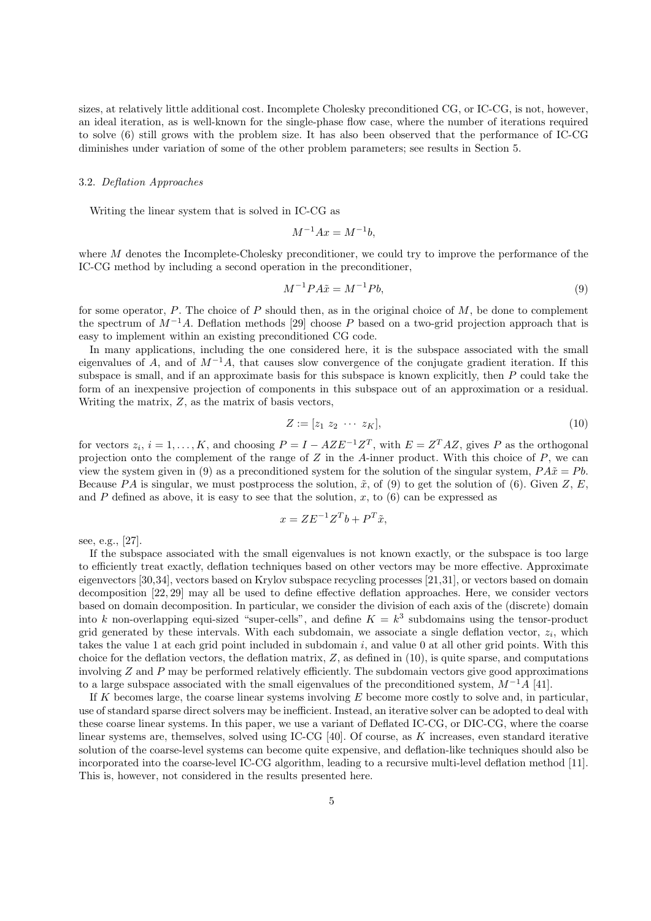sizes, at relatively little additional cost. Incomplete Cholesky preconditioned CG, or IC-CG, is not, however, an ideal iteration, as is well-known for the single-phase flow case, where the number of iterations required to solve (6) still grows with the problem size. It has also been observed that the performance of IC-CG diminishes under variation of some of the other problem parameters; see results in Section 5.

### 3.2. *Deflation Approaches*

Writing the linear system that is solved in IC-CG as

$$M^{-1}Ax = M^{-1}b,$$

where $M$ denotes the Incomplete-Cholesky preconditioner, we could try to improve the performance of the IC-CG method by including a second operation in the preconditioner,

$$M^{-1}PA\tilde{x} = M^{-1}Pb, \tag{9}$$

for some operator, $P$. The choice of $P$ should then, as in the original choice of $M$, be done to complement the spectrum of $M^{-1}A$. Deflation methods [29] choose $P$ based on a two-grid projection approach that is easy to implement within an existing preconditioned CG code.

In many applications, including the one considered here, it is the subspace associated with the small eigenvalues of $A$, and of $M^{-1}A$, that causes slow convergence of the conjugate gradient iteration. If this subspace is small, and if an approximate basis for this subspace is known explicitly, then $P$ could take the form of an inexpensive projection of components in this subspace out of an approximation or a residual. Writing the matrix, $Z$, as the matrix of basis vectors,

$$Z := [z_1 \; z_2 \; \cdots \; z_K], \tag{10}$$

for vectors $z_i$, $i = 1, \ldots, K$, and choosing $P = I - AZE^{-1}Z^T$, with $E = Z^TAZ$, gives $P$ as the orthogonal projection onto the complement of the range of $Z$ in the $A$-inner product. With this choice of $P$, we can view the system given in (9) as a preconditioned system for the solution of the singular system, $PA\tilde{x} = Pb$. Because $PA$ is singular, we must postprocess the solution, $\tilde{x}$, of (9) to get the solution of (6). Given $Z$, $E$, and $P$ defined as above, it is easy to see that the solution, $x$, to (6) can be expressed as

$$x = ZE^{-1}Z^Tb + P^T\tilde{x},$$

see, e.g., [27].

If the subspace associated with the small eigenvalues is not known exactly, or the subspace is too large to efficiently treat exactly, deflation techniques based on other vectors may be more effective. Approximate eigenvectors [30,34], vectors based on Krylov subspace recycling processes [21,31], or vectors based on domain decomposition [22, 29] may all be used to define effective deflation approaches. Here, we consider vectors based on domain decomposition. In particular, we consider the division of each axis of the (discrete) domain into $k$ non-overlapping equi-sized "super-cells", and define $K = k^3$ subdomains using the tensor-product grid generated by these intervals. With each subdomain, we associate a single deflation vector, $z_i$, which takes the value 1 at each grid point included in subdomain $i$, and value 0 at all other grid points. With this choice for the deflation vectors, the deflation matrix, $Z$, as defined in (10), is quite sparse, and computations involving $Z$ and $P$ may be performed relatively efficiently. The subdomain vectors give good approximations to a large subspace associated with the small eigenvalues of the preconditioned system, $M^{-1}A$ [41].

If $K$ becomes large, the coarse linear systems involving $E$ become more costly to solve and, in particular, use of standard sparse direct solvers may be inefficient. Instead, an iterative solver can be adopted to deal with these coarse linear systems. In this paper, we use a variant of Deflated IC-CG, or DIC-CG, where the coarse linear systems are, themselves, solved using IC-CG [40]. Of course, as $K$ increases, even standard iterative solution of the coarse-level systems can become quite expensive, and deflation-like techniques should also be incorporated into the coarse-level IC-CG algorithm, leading to a recursive multi-level deflation method [11]. This is, however, not considered in the results presented here.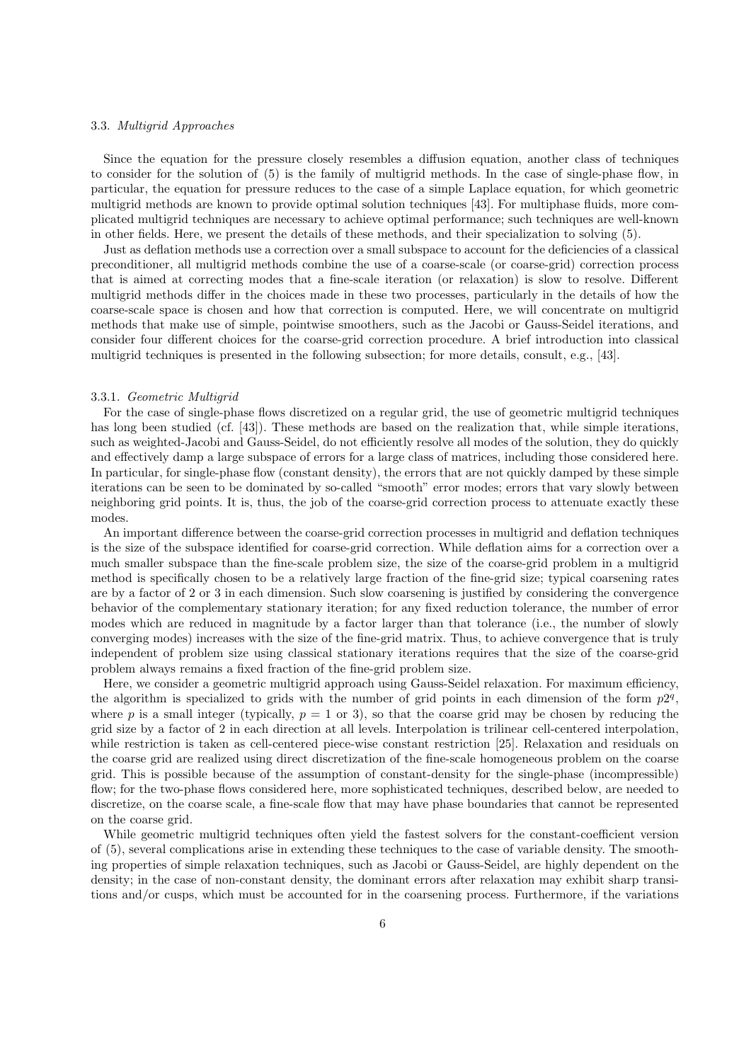### 3.3. *Multigrid Approaches*

Since the equation for the pressure closely resembles a diffusion equation, another class of techniques to consider for the solution of (5) is the family of multigrid methods. In the case of single-phase flow, in particular, the equation for pressure reduces to the case of a simple Laplace equation, for which geometric multigrid methods are known to provide optimal solution techniques [43]. For multiphase fluids, more complicated multigrid techniques are necessary to achieve optimal performance; such techniques are well-known in other fields. Here, we present the details of these methods, and their specialization to solving (5).

Just as deflation methods use a correction over a small subspace to account for the deficiencies of a classical preconditioner, all multigrid methods combine the use of a coarse-scale (or coarse-grid) correction process that is aimed at correcting modes that a fine-scale iteration (or relaxation) is slow to resolve. Different multigrid methods differ in the choices made in these two processes, particularly in the details of how the coarse-scale space is chosen and how that correction is computed. Here, we will concentrate on multigrid methods that make use of simple, pointwise smoothers, such as the Jacobi or Gauss-Seidel iterations, and consider four different choices for the coarse-grid correction procedure. A brief introduction into classical multigrid techniques is presented in the following subsection; for more details, consult, e.g., [43].

#### 3.3.1. *Geometric Multigrid*

For the case of single-phase flows discretized on a regular grid, the use of geometric multigrid techniques has long been studied (cf. [43]). These methods are based on the realization that, while simple iterations, such as weighted-Jacobi and Gauss-Seidel, do not efficiently resolve all modes of the solution, they do quickly and effectively damp a large subspace of errors for a large class of matrices, including those considered here. In particular, for single-phase flow (constant density), the errors that are not quickly damped by these simple iterations can be seen to be dominated by so-called "smooth" error modes; errors that vary slowly between neighboring grid points. It is, thus, the job of the coarse-grid correction process to attenuate exactly these modes.

An important difference between the coarse-grid correction processes in multigrid and deflation techniques is the size of the subspace identified for coarse-grid correction. While deflation aims for a correction over a much smaller subspace than the fine-scale problem size, the size of the coarse-grid problem in a multigrid method is specifically chosen to be a relatively large fraction of the fine-grid size; typical coarsening rates are by a factor of 2 or 3 in each dimension. Such slow coarsening is justified by considering the convergence behavior of the complementary stationary iteration; for any fixed reduction tolerance, the number of error modes which are reduced in magnitude by a factor larger than that tolerance (i.e., the number of slowly converging modes) increases with the size of the fine-grid matrix. Thus, to achieve convergence that is truly independent of problem size using classical stationary iterations requires that the size of the coarse-grid problem always remains a fixed fraction of the fine-grid problem size.

Here, we consider a geometric multigrid approach using Gauss-Seidel relaxation. For maximum efficiency, the algorithm is specialized to grids with the number of grid points in each dimension of the form $p2^q$, where $p$ is a small integer (typically, $p = 1$ or 3), so that the coarse grid may be chosen by reducing the grid size by a factor of 2 in each direction at all levels. Interpolation is trilinear cell-centered interpolation, while restriction is taken as cell-centered piece-wise constant restriction [25]. Relaxation and residuals on the coarse grid are realized using direct discretization of the fine-scale homogeneous problem on the coarse grid. This is possible because of the assumption of constant-density for the single-phase (incompressible) flow; for the two-phase flows considered here, more sophisticated techniques, described below, are needed to discretize, on the coarse scale, a fine-scale flow that may have phase boundaries that cannot be represented on the coarse grid.

While geometric multigrid techniques often yield the fastest solvers for the constant-coefficient version of (5), several complications arise in extending these techniques to the case of variable density. The smoothing properties of simple relaxation techniques, such as Jacobi or Gauss-Seidel, are highly dependent on the density; in the case of non-constant density, the dominant errors after relaxation may exhibit sharp transitions and/or cusps, which must be accounted for in the coarsening process. Furthermore, if the variations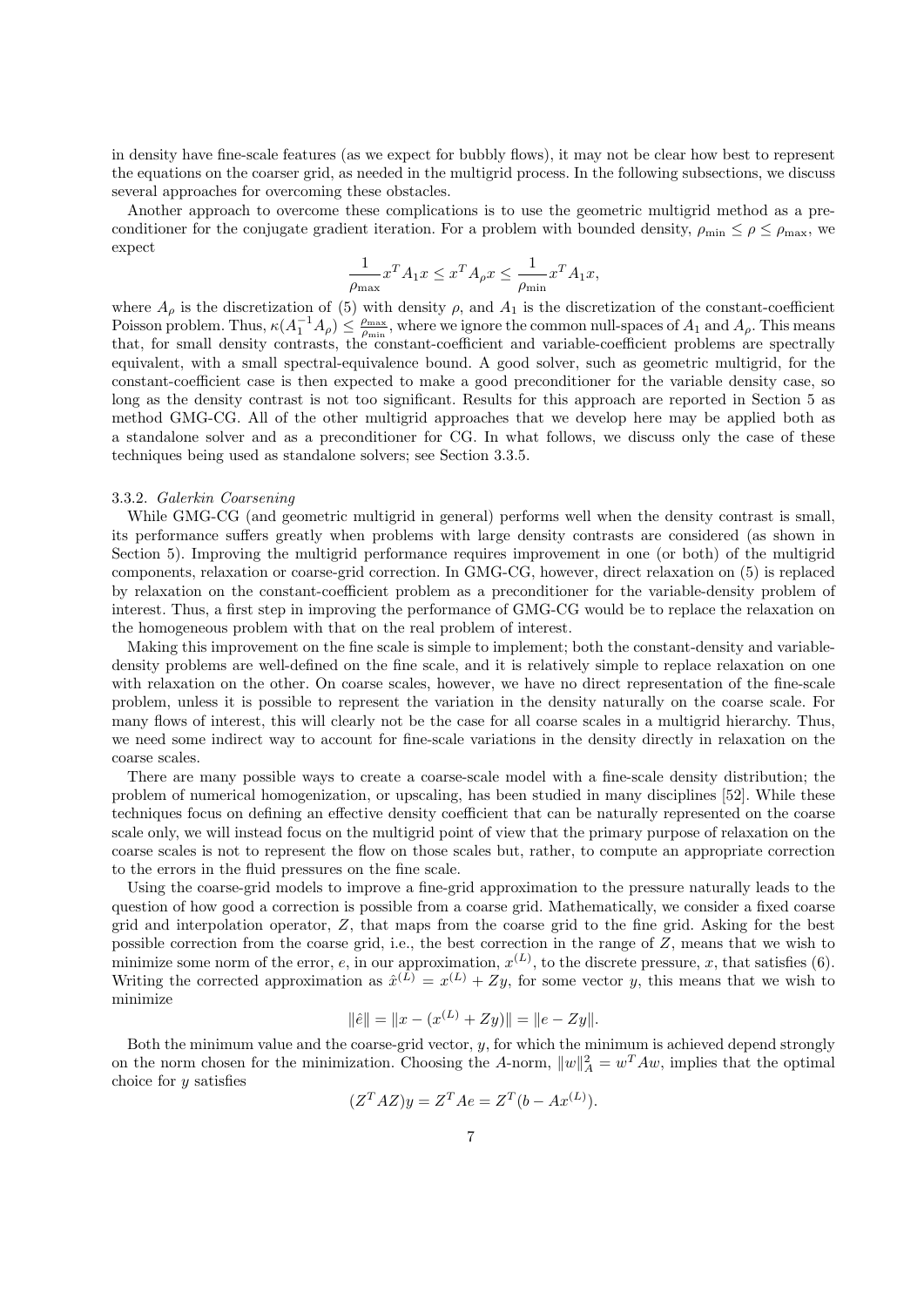in density have fine-scale features (as we expect for bubbly flows), it may not be clear how best to represent the equations on the coarser grid, as needed in the multigrid process. In the following subsections, we discuss several approaches for overcoming these obstacles.

Another approach to overcome these complications is to use the geometric multigrid method as a preconditioner for the conjugate gradient iteration. For a problem with bounded density, $\rho_{\min} \leq \rho \leq \rho_{\max}$, we expect

$$\frac{1}{\rho_{\max}} x^T A_1 x \leq x^T A_\rho x \leq \frac{1}{\rho_{\min}} x^T A_1 x,$$

where $A_\rho$ is the discretization of (5) with density $\rho$, and $A_1$ is the discretization of the constant-coefficient Poisson problem. Thus, $\kappa(A_1^{-1} A_\rho) \leq \frac{\rho_{\max}}{\rho_{\min}}$, where we ignore the common null-spaces of $A_1$ and $A_\rho$. This means that, for small density contrasts, the constant-coefficient and variable-coefficient problems are spectrally equivalent, with a small spectral-equivalence bound. A good solver, such as geometric multigrid, for the constant-coefficient case is then expected to make a good preconditioner for the variable density case, so long as the density contrast is not too significant. Results for this approach are reported in Section 5 as method GMG-CG. All of the other multigrid approaches that we develop here may be applied both as a standalone solver and as a preconditioner for CG. In what follows, we discuss only the case of these techniques being used as standalone solvers; see Section 3.3.5.

### 3.3.2. *Galerkin Coarsening*

While GMG-CG (and geometric multigrid in general) performs well when the density contrast is small, its performance suffers greatly when problems with large density contrasts are considered (as shown in Section 5). Improving the multigrid performance requires improvement in one (or both) of the multigrid components, relaxation or coarse-grid correction. In GMG-CG, however, direct relaxation on (5) is replaced by relaxation on the constant-coefficient problem as a preconditioner for the variable-density problem of interest. Thus, a first step in improving the performance of GMG-CG would be to replace the relaxation on the homogeneous problem with that on the real problem of interest.

Making this improvement on the fine scale is simple to implement; both the constant-density and variable-density problems are well-defined on the fine scale, and it is relatively simple to replace relaxation on one with relaxation on the other. On coarse scales, however, we have no direct representation of the fine-scale problem, unless it is possible to represent the variation in the density naturally on the coarse scale. For many flows of interest, this will clearly not be the case for all coarse scales in a multigrid hierarchy. Thus, we need some indirect way to account for fine-scale variations in the density directly in relaxation on the coarse scales.

There are many possible ways to create a coarse-scale model with a fine-scale density distribution; the problem of numerical homogenization, or upscaling, has been studied in many disciplines [52]. While these techniques focus on defining an effective density coefficient that can be naturally represented on the coarse scale only, we will instead focus on the multigrid point of view that the primary purpose of relaxation on the coarse scales is not to represent the flow on those scales but, rather, to compute an appropriate correction to the errors in the fluid pressures on the fine scale.

Using the coarse-grid models to improve a fine-grid approximation to the pressure naturally leads to the question of how good a correction is possible from a coarse grid. Mathematically, we consider a fixed coarse grid and interpolation operator, $Z$, that maps from the coarse grid to the fine grid. Asking for the best possible correction from the coarse grid, i.e., the best correction in the range of $Z$, means that we wish to minimize some norm of the error, $e$, in our approximation, $x^{(L)}$, to the discrete pressure, $x$, that satisfies (6). Writing the corrected approximation as $\hat{x}^{(L)} = x^{(L)} + Zy$, for some vector $y$, this means that we wish to minimize

$$\|\hat{e}\| = \|x - (x^{(L)} + Zy)\| = \|e - Zy\|.$$

Both the minimum value and the coarse-grid vector, $y$, for which the minimum is achieved depend strongly on the norm chosen for the minimization. Choosing the $A$-norm, $\|w\|_A^2 = w^T A w$, implies that the optimal choice for $y$ satisfies

$$(Z^T A Z)y = Z^T A e = Z^T (b - Ax^{(L)}).$$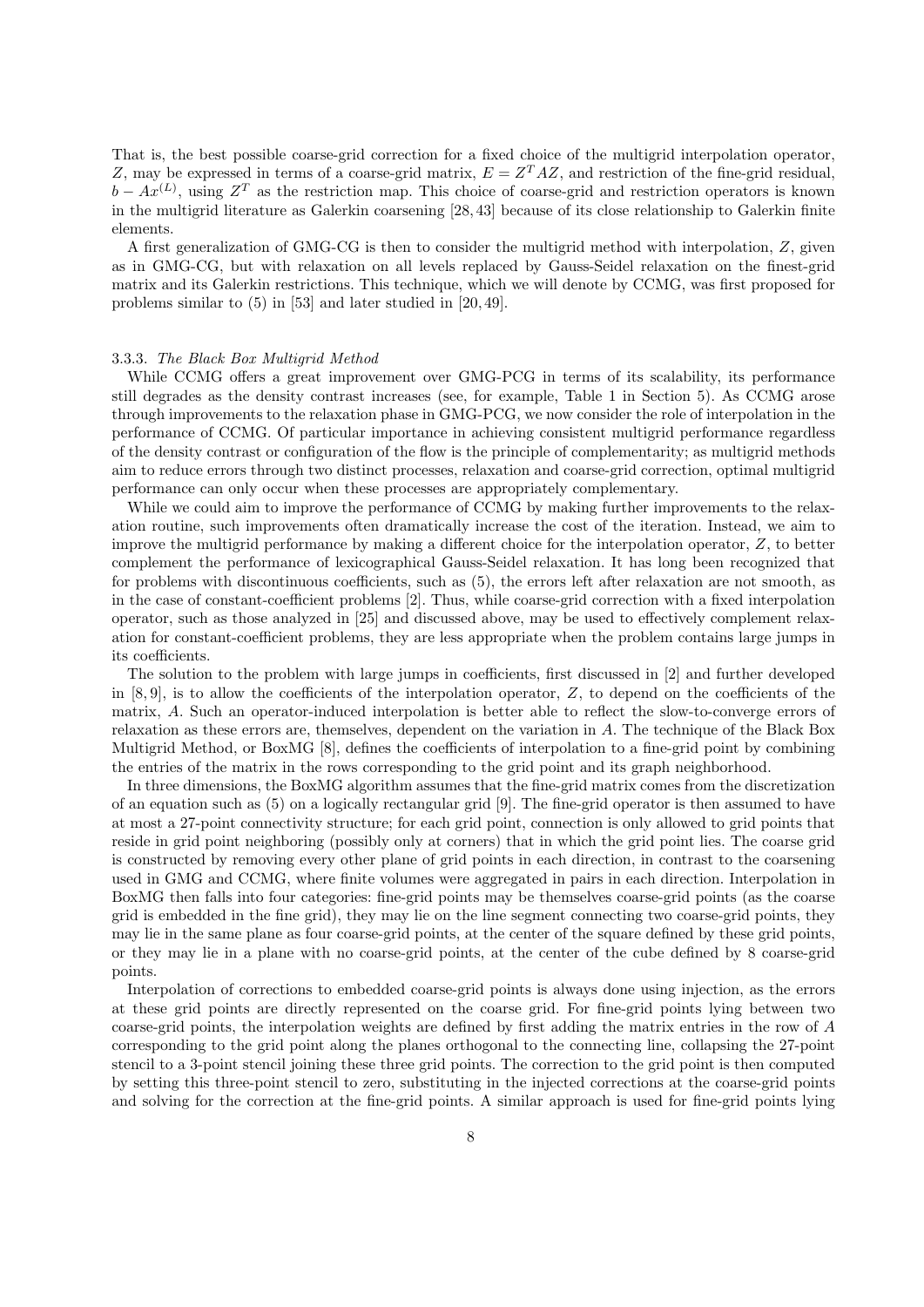That is, the best possible coarse-grid correction for a fixed choice of the multigrid interpolation operator, $Z$, may be expressed in terms of a coarse-grid matrix, $E = Z^T AZ$, and restriction of the fine-grid residual, $b - Ax^{(L)}$, using $Z^T$ as the restriction map. This choice of coarse-grid and restriction operators is known in the multigrid literature as Galerkin coarsening [28, 43] because of its close relationship to Galerkin finite elements.

A first generalization of GMG-CG is then to consider the multigrid method with interpolation, $Z$, given as in GMG-CG, but with relaxation on all levels replaced by Gauss-Seidel relaxation on the finest-grid matrix and its Galerkin restrictions. This technique, which we will denote by CCMG, was first proposed for problems similar to (5) in [53] and later studied in [20, 49].

### 3.3.3. *The Black Box Multigrid Method*

While CCMG offers a great improvement over GMG-PCG in terms of its scalability, its performance still degrades as the density contrast increases (see, for example, Table 1 in Section 5). As CCMG arose through improvements to the relaxation phase in GMG-PCG, we now consider the role of interpolation in the performance of CCMG. Of particular importance in achieving consistent multigrid performance regardless of the density contrast or configuration of the flow is the principle of complementarity; as multigrid methods aim to reduce errors through two distinct processes, relaxation and coarse-grid correction, optimal multigrid performance can only occur when these processes are appropriately complementary.

While we could aim to improve the performance of CCMG by making further improvements to the relaxation routine, such improvements often dramatically increase the cost of the iteration. Instead, we aim to improve the multigrid performance by making a different choice for the interpolation operator, $Z$, to better complement the performance of lexicographical Gauss-Seidel relaxation. It has long been recognized that for problems with discontinuous coefficients, such as (5), the errors left after relaxation are not smooth, as in the case of constant-coefficient problems [2]. Thus, while coarse-grid correction with a fixed interpolation operator, such as those analyzed in [25] and discussed above, may be used to effectively complement relaxation for constant-coefficient problems, they are less appropriate when the problem contains large jumps in its coefficients.

The solution to the problem with large jumps in coefficients, first discussed in [2] and further developed in [8, 9], is to allow the coefficients of the interpolation operator, $Z$, to depend on the coefficients of the matrix, $A$. Such an operator-induced interpolation is better able to reflect the slow-to-converge errors of relaxation as these errors are, themselves, dependent on the variation in $A$. The technique of the Black Box Multigrid Method, or BoxMG [8], defines the coefficients of interpolation to a fine-grid point by combining the entries of the matrix in the rows corresponding to the grid point and its graph neighborhood.

In three dimensions, the BoxMG algorithm assumes that the fine-grid matrix comes from the discretization of an equation such as (5) on a logically rectangular grid [9]. The fine-grid operator is then assumed to have at most a 27-point connectivity structure; for each grid point, connection is only allowed to grid points that reside in grid point neighboring (possibly only at corners) that in which the grid point lies. The coarse grid is constructed by removing every other plane of grid points in each direction, in contrast to the coarsening used in GMG and CCMG, where finite volumes were aggregated in pairs in each direction. Interpolation in BoxMG then falls into four categories: fine-grid points may be themselves coarse-grid points (as the coarse grid is embedded in the fine grid), they may lie on the line segment connecting two coarse-grid points, they may lie in the same plane as four coarse-grid points, at the center of the square defined by these grid points, or they may lie in a plane with no coarse-grid points, at the center of the cube defined by 8 coarse-grid points.

Interpolation of corrections to embedded coarse-grid points is always done using injection, as the errors at these grid points are directly represented on the coarse grid. For fine-grid points lying between two coarse-grid points, the interpolation weights are defined by first adding the matrix entries in the row of $A$ corresponding to the grid point along the planes orthogonal to the connecting line, collapsing the 27-point stencil to a 3-point stencil joining these three grid points. The correction to the grid point is then computed by setting this three-point stencil to zero, substituting in the injected corrections at the coarse-grid points and solving for the correction at the fine-grid points. A similar approach is used for fine-grid points lying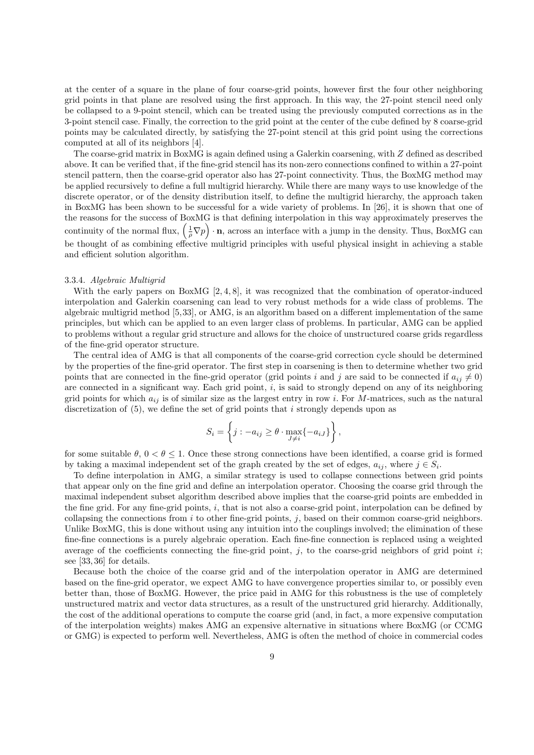at the center of a square in the plane of four coarse-grid points, however first the four other neighboring grid points in that plane are resolved using the first approach. In this way, the 27-point stencil need only be collapsed to a 9-point stencil, which can be treated using the previously computed corrections as in the 3-point stencil case. Finally, the correction to the grid point at the center of the cube defined by 8 coarse-grid points may be calculated directly, by satisfying the 27-point stencil at this grid point using the corrections computed at all of its neighbors [4].

The coarse-grid matrix in BoxMG is again defined using a Galerkin coarsening, with $Z$ defined as described above. It can be verified that, if the fine-grid stencil has its non-zero connections confined to within a 27-point stencil pattern, then the coarse-grid operator also has 27-point connectivity. Thus, the BoxMG method may be applied recursively to define a full multigrid hierarchy. While there are many ways to use knowledge of the discrete operator, or of the density distribution itself, to define the multigrid hierarchy, the approach taken in BoxMG has been shown to be successful for a wide variety of problems. In [26], it is shown that one of the reasons for the success of BoxMG is that defining interpolation in this way approximately preserves the continuity of the normal flux, $\left(\frac{1}{\rho}\nabla p\right)\cdot\mathbf{n}$, across an interface with a jump in the density. Thus, BoxMG can be thought of as combining effective multigrid principles with useful physical insight in achieving a stable and efficient solution algorithm.

#### 3.3.4. *Algebraic Multigrid*

With the early papers on BoxMG [2, 4, 8], it was recognized that the combination of operator-induced interpolation and Galerkin coarsening can lead to very robust methods for a wide class of problems. The algebraic multigrid method [5, 33], or AMG, is an algorithm based on a different implementation of the same principles, but which can be applied to an even larger class of problems. In particular, AMG can be applied to problems without a regular grid structure and allows for the choice of unstructured coarse grids regardless of the fine-grid operator structure.

The central idea of AMG is that all components of the coarse-grid correction cycle should be determined by the properties of the fine-grid operator. The first step in coarsening is then to determine whether two grid points that are connected in the fine-grid operator (grid points $i$ and $j$ are said to be connected if $a_{ij} \neq 0$) are connected in a significant way. Each grid point, $i$, is said to strongly depend on any of its neighboring grid points for which $a_{ij}$ is of similar size as the largest entry in row $i$. For $M$-matrices, such as the natural discretization of (5), we define the set of grid points that $i$ strongly depends upon as

$$S_i = \left\{ j : -a_{ij} \geq \theta \cdot \max_{J \neq i}\{-a_{iJ}\} \right\},$$

for some suitable $\theta$, $0 < \theta \leq 1$. Once these strong connections have been identified, a coarse grid is formed by taking a maximal independent set of the graph created by the set of edges, $a_{ij}$, where $j \in S_i$.

To define interpolation in AMG, a similar strategy is used to collapse connections between grid points that appear only on the fine grid and define an interpolation operator. Choosing the coarse grid through the maximal independent subset algorithm described above implies that the coarse-grid points are embedded in the fine grid. For any fine-grid points, $i$, that is not also a coarse-grid point, interpolation can be defined by collapsing the connections from $i$ to other fine-grid points, $j$, based on their common coarse-grid neighbors. Unlike BoxMG, this is done without using any intuition into the couplings involved; the elimination of these fine-fine connections is a purely algebraic operation. Each fine-fine connection is replaced using a weighted average of the coefficients connecting the fine-grid point, $j$, to the coarse-grid neighbors of grid point $i$; see [33, 36] for details.

Because both the choice of the coarse grid and of the interpolation operator in AMG are determined based on the fine-grid operator, we expect AMG to have convergence properties similar to, or possibly even better than, those of BoxMG. However, the price paid in AMG for this robustness is the use of completely unstructured matrix and vector data structures, as a result of the unstructured grid hierarchy. Additionally, the cost of the additional operations to compute the coarse grid (and, in fact, a more expensive computation of the interpolation weights) makes AMG an expensive alternative in situations where BoxMG (or CCMG or GMG) is expected to perform well. Nevertheless, AMG is often the method of choice in commercial codes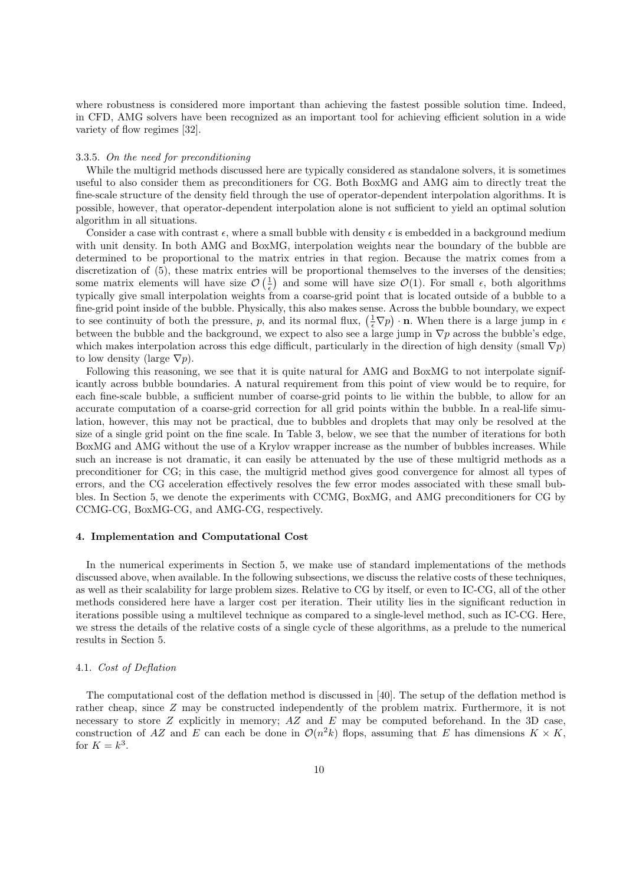where robustness is considered more important than achieving the fastest possible solution time. Indeed, in CFD, AMG solvers have been recognized as an important tool for achieving efficient solution in a wide variety of flow regimes [32].

#### 3.3.5. *On the need for preconditioning*

While the multigrid methods discussed here are typically considered as standalone solvers, it is sometimes useful to also consider them as preconditioners for CG. Both BoxMG and AMG aim to directly treat the fine-scale structure of the density field through the use of operator-dependent interpolation algorithms. It is possible, however, that operator-dependent interpolation alone is not sufficient to yield an optimal solution algorithm in all situations.

Consider a case with contrast $\epsilon$, where a small bubble with density $\epsilon$ is embedded in a background medium with unit density. In both AMG and BoxMG, interpolation weights near the boundary of the bubble are determined to be proportional to the matrix entries in that region. Because the matrix comes from a discretization of (5), these matrix entries will be proportional themselves to the inverses of the densities; some matrix elements will have size $\mathcal{O}\left(\frac{1}{\epsilon}\right)$ and some will have size $\mathcal{O}(1)$. For small $\epsilon$, both algorithms typically give small interpolation weights from a coarse-grid point that is located outside of a bubble to a fine-grid point inside of the bubble. Physically, this also makes sense. Across the bubble boundary, we expect to see continuity of both the pressure, $p$, and its normal flux, $\left(\frac{1}{\epsilon}\nabla p\right) \cdot \mathbf{n}$. When there is a large jump in $\epsilon$ between the bubble and the background, we expect to also see a large jump in $\nabla p$ across the bubble's edge, which makes interpolation across this edge difficult, particularly in the direction of high density (small $\nabla p$) to low density (large $\nabla p$).

Following this reasoning, we see that it is quite natural for AMG and BoxMG to not interpolate significantly across bubble boundaries. A natural requirement from this point of view would be to require, for each fine-scale bubble, a sufficient number of coarse-grid points to lie within the bubble, to allow for an accurate computation of a coarse-grid correction for all grid points within the bubble. In a real-life simulation, however, this may not be practical, due to bubbles and droplets that may only be resolved at the size of a single grid point on the fine scale. In Table 3, below, we see that the number of iterations for both BoxMG and AMG without the use of a Krylov wrapper increase as the number of bubbles increases. While such an increase is not dramatic, it can easily be attenuated by the use of these multigrid methods as a preconditioner for CG; in this case, the multigrid method gives good convergence for almost all types of errors, and the CG acceleration effectively resolves the few error modes associated with these small bubbles. In Section 5, we denote the experiments with CCMG, BoxMG, and AMG preconditioners for CG by CCMG-CG, BoxMG-CG, and AMG-CG, respectively.

## 4. Implementation and Computational Cost

In the numerical experiments in Section 5, we make use of standard implementations of the methods discussed above, when available. In the following subsections, we discuss the relative costs of these techniques, as well as their scalability for large problem sizes. Relative to CG by itself, or even to IC-CG, all of the other methods considered here have a larger cost per iteration. Their utility lies in the significant reduction in iterations possible using a multilevel technique as compared to a single-level method, such as IC-CG. Here, we stress the details of the relative costs of a single cycle of these algorithms, as a prelude to the numerical results in Section 5.

### 4.1. *Cost of Deflation*

The computational cost of the deflation method is discussed in [40]. The setup of the deflation method is rather cheap, since $Z$ may be constructed independently of the problem matrix. Furthermore, it is not necessary to store $Z$ explicitly in memory; $AZ$ and $E$ may be computed beforehand. In the 3D case, construction of $AZ$ and $E$ can each be done in $\mathcal{O}(n^2k)$ flops, assuming that $E$ has dimensions $K \times K$, for $K = k^3$.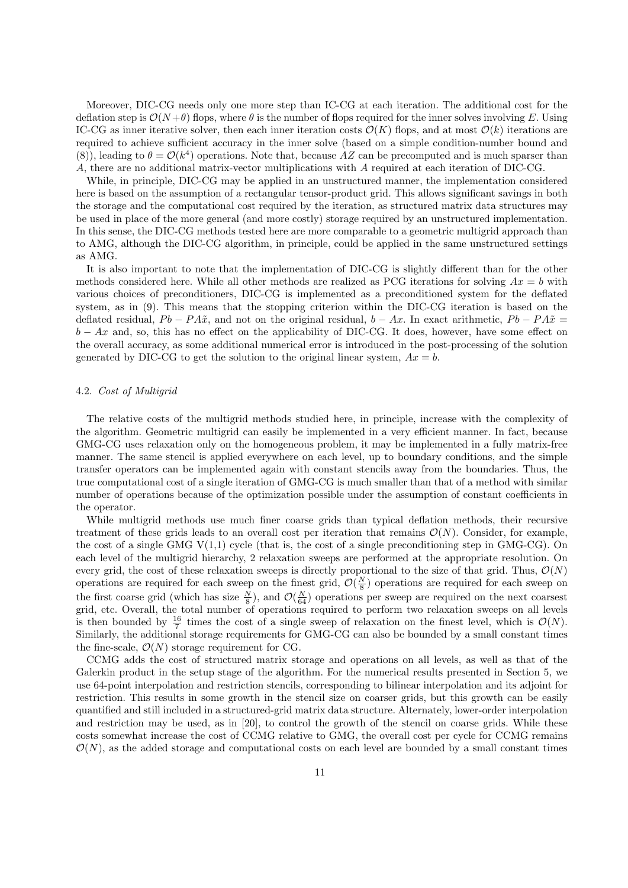Moreover, DIC-CG needs only one more step than IC-CG at each iteration. The additional cost for the deflation step is $\mathcal{O}(N+\theta)$ flops, where $\theta$ is the number of flops required for the inner solves involving $E$. Using IC-CG as inner iterative solver, then each inner iteration costs $\mathcal{O}(K)$ flops, and at most $\mathcal{O}(k)$ iterations are required to achieve sufficient accuracy in the inner solve (based on a simple condition-number bound and (8)), leading to $\theta = \mathcal{O}(k^4)$ operations. Note that, because $AZ$ can be precomputed and is much sparser than $A$, there are no additional matrix-vector multiplications with $A$ required at each iteration of DIC-CG.

While, in principle, DIC-CG may be applied in an unstructured manner, the implementation considered here is based on the assumption of a rectangular tensor-product grid. This allows significant savings in both the storage and the computational cost required by the iteration, as structured matrix data structures may be used in place of the more general (and more costly) storage required by an unstructured implementation. In this sense, the DIC-CG methods tested here are more comparable to a geometric multigrid approach than to AMG, although the DIC-CG algorithm, in principle, could be applied in the same unstructured settings as AMG.

It is also important to note that the implementation of DIC-CG is slightly different than for the other methods considered here. While all other methods are realized as PCG iterations for solving $Ax = b$ with various choices of preconditioners, DIC-CG is implemented as a preconditioned system for the deflated system, as in (9). This means that the stopping criterion within the DIC-CG iteration is based on the deflated residual, $Pb - PA\tilde{x}$, and not on the original residual, $b - Ax$. In exact arithmetic, $Pb - PA\tilde{x} = b - Ax$ and, so, this has no effect on the applicability of DIC-CG. It does, however, have some effect on the overall accuracy, as some additional numerical error is introduced in the post-processing of the solution generated by DIC-CG to get the solution to the original linear system, $Ax = b$.

### 4.2. *Cost of Multigrid*

The relative costs of the multigrid methods studied here, in principle, increase with the complexity of the algorithm. Geometric multigrid can easily be implemented in a very efficient manner. In fact, because GMG-CG uses relaxation only on the homogeneous problem, it may be implemented in a fully matrix-free manner. The same stencil is applied everywhere on each level, up to boundary conditions, and the simple transfer operators can be implemented again with constant stencils away from the boundaries. Thus, the true computational cost of a single iteration of GMG-CG is much smaller than that of a method with similar number of operations because of the optimization possible under the assumption of constant coefficients in the operator.

While multigrid methods use much finer coarse grids than typical deflation methods, their recursive treatment of these grids leads to an overall cost per iteration that remains $\mathcal{O}(N)$. Consider, for example, the cost of a single GMG V(1,1) cycle (that is, the cost of a single preconditioning step in GMG-CG). On each level of the multigrid hierarchy, 2 relaxation sweeps are performed at the appropriate resolution. On every grid, the cost of these relaxation sweeps is directly proportional to the size of that grid. Thus, $\mathcal{O}(N)$ operations are required for each sweep on the finest grid, $\mathcal{O}(\frac{N}{8})$ operations are required for each sweep on the first coarse grid (which has size $\frac{N}{8}$), and $\mathcal{O}(\frac{N}{64})$ operations per sweep are required on the next coarsest grid, etc. Overall, the total number of operations required to perform two relaxation sweeps on all levels is then bounded by $\frac{16}{7}$ times the cost of a single sweep of relaxation on the finest level, which is $\mathcal{O}(N)$. Similarly, the additional storage requirements for GMG-CG can also be bounded by a small constant times the fine-scale, $\mathcal{O}(N)$ storage requirement for CG.

CCMG adds the cost of structured matrix storage and operations on all levels, as well as that of the Galerkin product in the setup stage of the algorithm. For the numerical results presented in Section 5, we use 64-point interpolation and restriction stencils, corresponding to bilinear interpolation and its adjoint for restriction. This results in some growth in the stencil size on coarser grids, but this growth can be easily quantified and still included in a structured-grid matrix data structure. Alternately, lower-order interpolation and restriction may be used, as in [20], to control the growth of the stencil on coarse grids. While these costs somewhat increase the cost of CCMG relative to GMG, the overall cost per cycle for CCMG remains $\mathcal{O}(N)$, as the added storage and computational costs on each level are bounded by a small constant times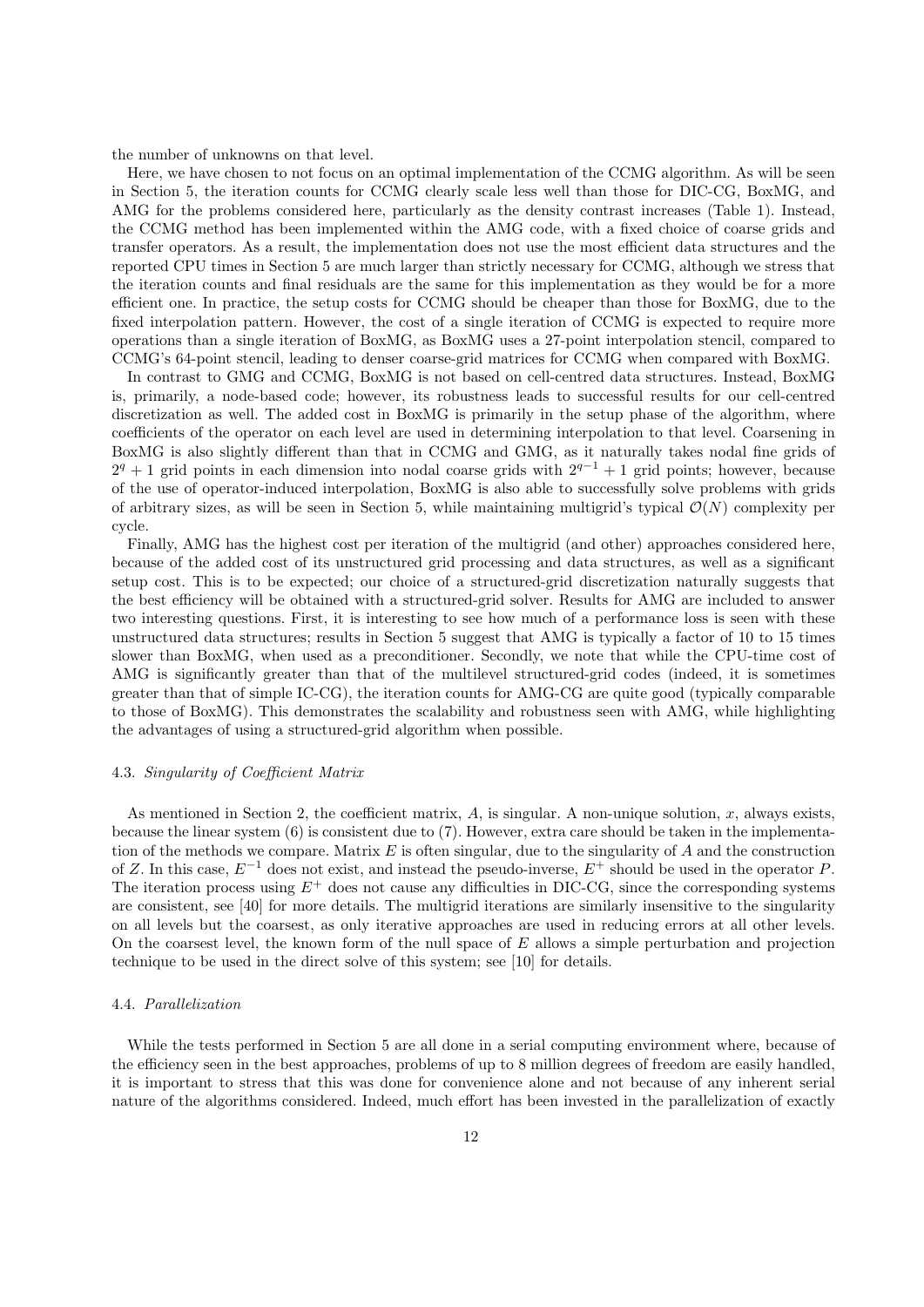the number of unknowns on that level.

Here, we have chosen to not focus on an optimal implementation of the CCMG algorithm. As will be seen in Section 5, the iteration counts for CCMG clearly scale less well than those for DIC-CG, BoxMG, and AMG for the problems considered here, particularly as the density contrast increases (Table 1). Instead, the CCMG method has been implemented within the AMG code, with a fixed choice of coarse grids and transfer operators. As a result, the implementation does not use the most efficient data structures and the reported CPU times in Section 5 are much larger than strictly necessary for CCMG, although we stress that the iteration counts and final residuals are the same for this implementation as they would be for a more efficient one. In practice, the setup costs for CCMG should be cheaper than those for BoxMG, due to the fixed interpolation pattern. However, the cost of a single iteration of CCMG is expected to require more operations than a single iteration of BoxMG, as BoxMG uses a 27-point interpolation stencil, compared to CCMG's 64-point stencil, leading to denser coarse-grid matrices for CCMG when compared with BoxMG.

In contrast to GMG and CCMG, BoxMG is not based on cell-centred data structures. Instead, BoxMG is, primarily, a node-based code; however, its robustness leads to successful results for our cell-centred discretization as well. The added cost in BoxMG is primarily in the setup phase of the algorithm, where coefficients of the operator on each level are used in determining interpolation to that level. Coarsening in BoxMG is also slightly different than that in CCMG and GMG, as it naturally takes nodal fine grids of $2^q + 1$ grid points in each dimension into nodal coarse grids with $2^{q-1} + 1$ grid points; however, because of the use of operator-induced interpolation, BoxMG is also able to successfully solve problems with grids of arbitrary sizes, as will be seen in Section 5, while maintaining multigrid's typical $\mathcal{O}(N)$ complexity per cycle.

Finally, AMG has the highest cost per iteration of the multigrid (and other) approaches considered here, because of the added cost of its unstructured grid processing and data structures, as well as a significant setup cost. This is to be expected; our choice of a structured-grid discretization naturally suggests that the best efficiency will be obtained with a structured-grid solver. Results for AMG are included to answer two interesting questions. First, it is interesting to see how much of a performance loss is seen with these unstructured data structures; results in Section 5 suggest that AMG is typically a factor of 10 to 15 times slower than BoxMG, when used as a preconditioner. Secondly, we note that while the CPU-time cost of AMG is significantly greater than that of the multilevel structured-grid codes (indeed, it is sometimes greater than that of simple IC-CG), the iteration counts for AMG-CG are quite good (typically comparable to those of BoxMG). This demonstrates the scalability and robustness seen with AMG, while highlighting the advantages of using a structured-grid algorithm when possible.

### 4.3. *Singularity of Coefficient Matrix*

As mentioned in Section 2, the coefficient matrix, $A$, is singular. A non-unique solution, $x$, always exists, because the linear system (6) is consistent due to (7). However, extra care should be taken in the implementation of the methods we compare. Matrix $E$ is often singular, due to the singularity of $A$ and the construction of $Z$. In this case, $E^{-1}$ does not exist, and instead the pseudo-inverse, $E^{+}$ should be used in the operator $P$. The iteration process using $E^{+}$ does not cause any difficulties in DIC-CG, since the corresponding systems are consistent, see [40] for more details. The multigrid iterations are similarly insensitive to the singularity on all levels but the coarsest, as only iterative approaches are used in reducing errors at all other levels. On the coarsest level, the known form of the null space of $E$ allows a simple perturbation and projection technique to be used in the direct solve of this system; see [10] for details.

### 4.4. *Parallelization*

While the tests performed in Section 5 are all done in a serial computing environment where, because of the efficiency seen in the best approaches, problems of up to 8 million degrees of freedom are easily handled, it is important to stress that this was done for convenience alone and not because of any inherent serial nature of the algorithms considered. Indeed, much effort has been invested in the parallelization of exactly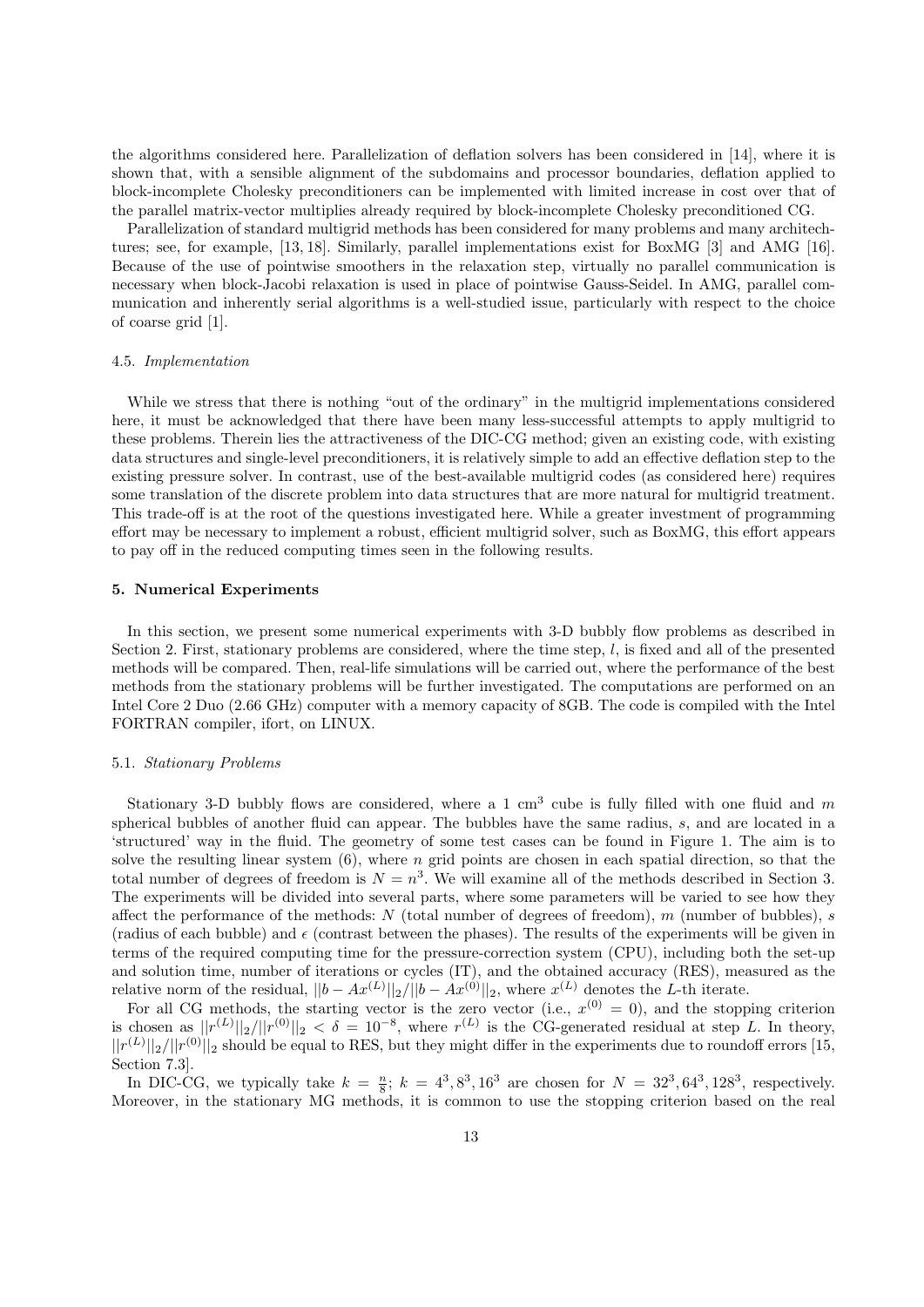the algorithms considered here. Parallelization of deflation solvers has been considered in [14], where it is shown that, with a sensible alignment of the subdomains and processor boundaries, deflation applied to block-incomplete Cholesky preconditioners can be implemented with limited increase in cost over that of the parallel matrix-vector multiplies already required by block-incomplete Cholesky preconditioned CG.

Parallelization of standard multigrid methods has been considered for many problems and many architectures; see, for example, [13, 18]. Similarly, parallel implementations exist for BoxMG [3] and AMG [16]. Because of the use of pointwise smoothers in the relaxation step, virtually no parallel communication is necessary when block-Jacobi relaxation is used in place of pointwise Gauss-Seidel. In AMG, parallel communication and inherently serial algorithms is a well-studied issue, particularly with respect to the choice of coarse grid [1].

### 4.5. *Implementation*

While we stress that there is nothing "out of the ordinary" in the multigrid implementations considered here, it must be acknowledged that there have been many less-successful attempts to apply multigrid to these problems. Therein lies the attractiveness of the DIC-CG method; given an existing code, with existing data structures and single-level preconditioners, it is relatively simple to add an effective deflation step to the existing pressure solver. In contrast, use of the best-available multigrid codes (as considered here) requires some translation of the discrete problem into data structures that are more natural for multigrid treatment. This trade-off is at the root of the questions investigated here. While a greater investment of programming effort may be necessary to implement a robust, efficient multigrid solver, such as BoxMG, this effort appears to pay off in the reduced computing times seen in the following results.

## 5. Numerical Experiments

In this section, we present some numerical experiments with 3-D bubbly flow problems as described in Section 2. First, stationary problems are considered, where the time step, $l$, is fixed and all of the presented methods will be compared. Then, real-life simulations will be carried out, where the performance of the best methods from the stationary problems will be further investigated. The computations are performed on an Intel Core 2 Duo (2.66 GHz) computer with a memory capacity of 8GB. The code is compiled with the Intel FORTRAN compiler, ifort, on LINUX.

### 5.1. *Stationary Problems*

Stationary 3-D bubbly flows are considered, where a 1 cm$^3$ cube is fully filled with one fluid and $m$ spherical bubbles of another fluid can appear. The bubbles have the same radius, $s$, and are located in a 'structured' way in the fluid. The geometry of some test cases can be found in Figure 1. The aim is to solve the resulting linear system (6), where $n$ grid points are chosen in each spatial direction, so that the total number of degrees of freedom is $N = n^3$. We will examine all of the methods described in Section 3. The experiments will be divided into several parts, where some parameters will be varied to see how they affect the performance of the methods: $N$ (total number of degrees of freedom), $m$ (number of bubbles), $s$ (radius of each bubble) and $\epsilon$ (contrast between the phases). The results of the experiments will be given in terms of the required computing time for the pressure-correction system (CPU), including both the set-up and solution time, number of iterations or cycles (IT), and the obtained accuracy (RES), measured as the relative norm of the residual, $||b - Ax^{(L)}||_2/||b - Ax^{(0)}||_2$, where $x^{(L)}$ denotes the $L$-th iterate.

For all CG methods, the starting vector is the zero vector (i.e., $x^{(0)} = 0$), and the stopping criterion is chosen as $||r^{(L)}||_2/||r^{(0)}||_2 < \delta = 10^{-8}$, where $r^{(L)}$ is the CG-generated residual at step $L$. In theory, $||r^{(L)}||_2/||r^{(0)}||_2$ should be equal to RES, but they might differ in the experiments due to roundoff errors [15, Section 7.3].

In DIC-CG, we typically take $k = \frac{n}{8}$; $k = 4^3, 8^3, 16^3$ are chosen for $N = 32^3, 64^3, 128^3$, respectively. Moreover, in the stationary MG methods, it is common to use the stopping criterion based on the real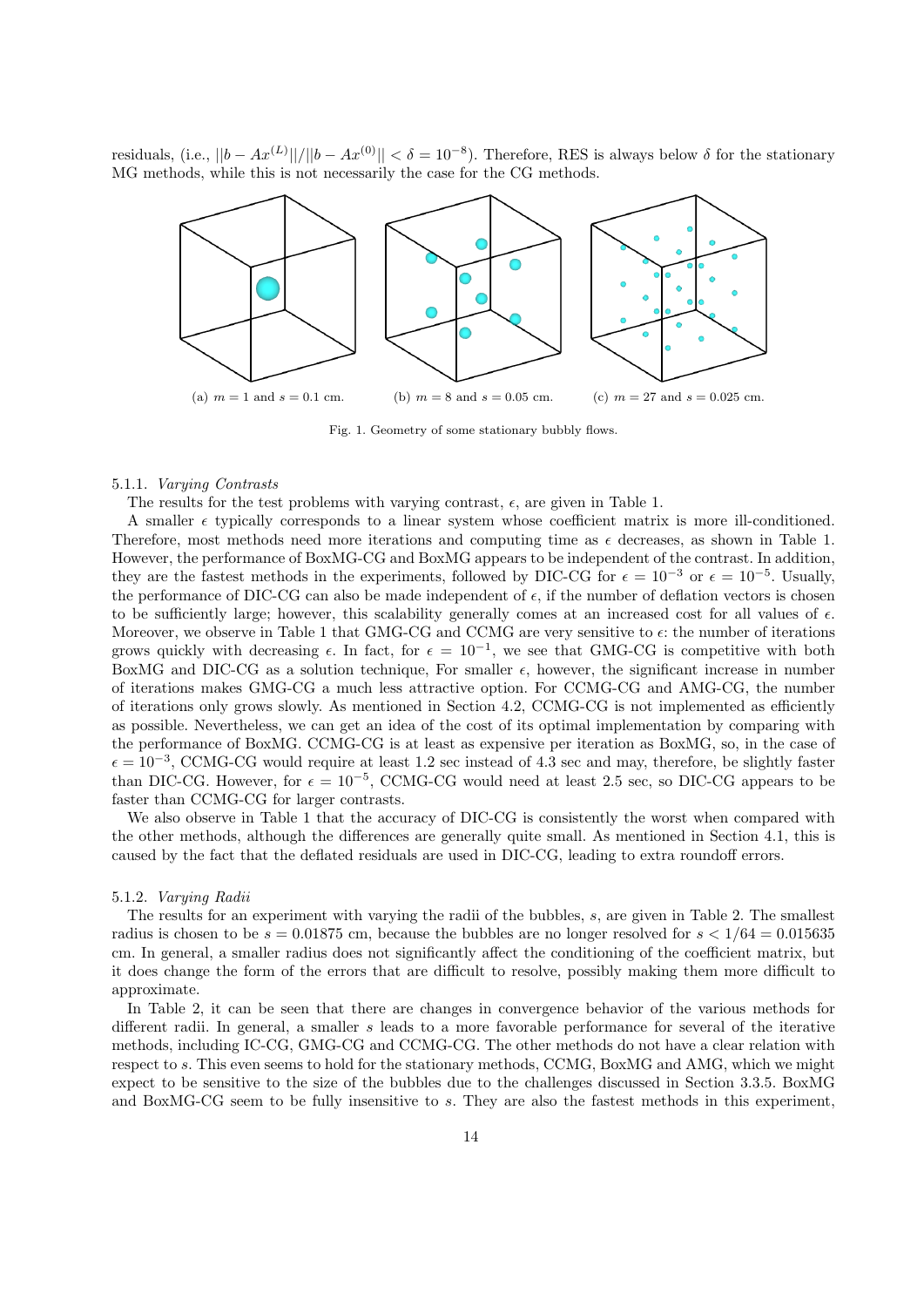residuals, (i.e., $||b - Ax^{(L)}||/||b - Ax^{(0)}|| < \delta = 10^{-8}$). Therefore, RES is always below $\delta$ for the stationary MG methods, while this is not necessarily the case for the CG methods.

(a) $m = 1$ and $s = 0.1$ cm.

(b) $m = 8$ and $s = 0.05$ cm.

(c) $m = 27$ and $s = 0.025$ cm.

Fig. 1. Geometry of some stationary bubbly flows.

#### 5.1.1. *Varying Contrasts*

The results for the test problems with varying contrast, $\epsilon$, are given in Table 1.

A smaller $\epsilon$ typically corresponds to a linear system whose coefficient matrix is more ill-conditioned. Therefore, most methods need more iterations and computing time as $\epsilon$ decreases, as shown in Table 1. However, the performance of BoxMG-CG and BoxMG appears to be independent of the contrast. In addition, they are the fastest methods in the experiments, followed by DIC-CG for $\epsilon = 10^{-3}$ or $\epsilon = 10^{-5}$. Usually, the performance of DIC-CG can also be made independent of $\epsilon$, if the number of deflation vectors is chosen to be sufficiently large; however, this scalability generally comes at an increased cost for all values of $\epsilon$. Moreover, we observe in Table 1 that GMG-CG and CCMG are very sensitive to $\epsilon$: the number of iterations grows quickly with decreasing $\epsilon$. In fact, for $\epsilon = 10^{-1}$, we see that GMG-CG is competitive with both BoxMG and DIC-CG as a solution technique, For smaller $\epsilon$, however, the significant increase in number of iterations makes GMG-CG a much less attractive option. For CCMG-CG and AMG-CG, the number of iterations only grows slowly. As mentioned in Section 4.2, CCMG-CG is not implemented as efficiently as possible. Nevertheless, we can get an idea of the cost of its optimal implementation by comparing with the performance of BoxMG. CCMG-CG is at least as expensive per iteration as BoxMG, so, in the case of $\epsilon = 10^{-3}$, CCMG-CG would require at least 1.2 sec instead of 4.3 sec and may, therefore, be slightly faster than DIC-CG. However, for $\epsilon = 10^{-5}$, CCMG-CG would need at least 2.5 sec, so DIC-CG appears to be faster than CCMG-CG for larger contrasts.

We also observe in Table 1 that the accuracy of DIC-CG is consistently the worst when compared with the other methods, although the differences are generally quite small. As mentioned in Section 4.1, this is caused by the fact that the deflated residuals are used in DIC-CG, leading to extra roundoff errors.

#### 5.1.2. *Varying Radii*

The results for an experiment with varying the radii of the bubbles, $s$, are given in Table 2. The smallest radius is chosen to be $s = 0.01875$ cm, because the bubbles are no longer resolved for $s < 1/64 = 0.015635$ cm. In general, a smaller radius does not significantly affect the conditioning of the coefficient matrix, but it does change the form of the errors that are difficult to resolve, possibly making them more difficult to approximate.

In Table 2, it can be seen that there are changes in convergence behavior of the various methods for different radii. In general, a smaller $s$ leads to a more favorable performance for several of the iterative methods, including IC-CG, GMG-CG and CCMG-CG. The other methods do not have a clear relation with respect to $s$. This even seems to hold for the stationary methods, CCMG, BoxMG and AMG, which we might expect to be sensitive to the size of the bubbles due to the challenges discussed in Section 3.3.5. BoxMG and BoxMG-CG seem to be fully insensitive to $s$. They are also the fastest methods in this experiment,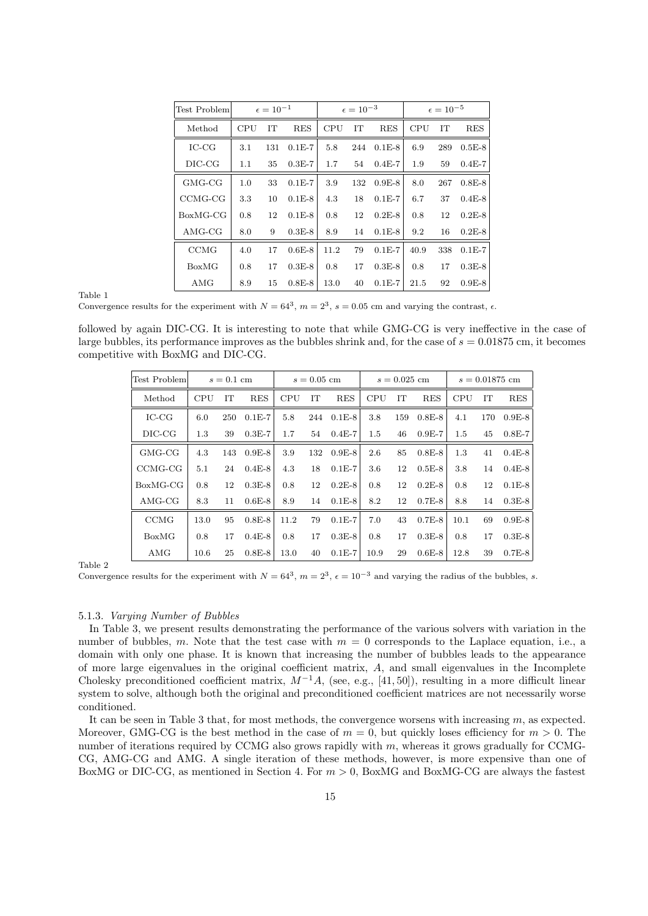| Test Problem | $\epsilon = 10^{-1}$ | | | $\epsilon = 10^{-3}$ | | | $\epsilon = 10^{-5}$ | | |
|---|---|---|---|---|---|---|---|---|---|
| Method | CPU | IT | RES | CPU | IT | RES | CPU | IT | RES |
| IC-CG | 3.1 | 131 | 0.1E-7 | 5.8 | 244 | 0.1E-8 | 6.9 | 289 | 0.5E-8 |
| DIC-CG | 1.1 | 35 | 0.3E-7 | 1.7 | 54 | 0.4E-7 | 1.9 | 59 | 0.4E-7 |
| GMG-CG | 1.0 | 33 | 0.1E-7 | 3.9 | 132 | 0.9E-8 | 8.0 | 267 | 0.8E-8 |
| CCMG-CG | 3.3 | 10 | 0.1E-8 | 4.3 | 18 | 0.1E-7 | 6.7 | 37 | 0.4E-8 |
| BoxMG-CG | 0.8 | 12 | 0.1E-8 | 0.8 | 12 | 0.2E-8 | 0.8 | 12 | 0.2E-8 |
| AMG-CG | 8.0 | 9 | 0.3E-8 | 8.9 | 14 | 0.1E-8 | 9.2 | 16 | 0.2E-8 |
| CCMG | 4.0 | 17 | 0.6E-8 | 11.2 | 79 | 0.1E-7 | 40.9 | 338 | 0.1E-7 |
| BoxMG | 0.8 | 17 | 0.3E-8 | 0.8 | 17 | 0.3E-8 | 0.8 | 17 | 0.3E-8 |
| AMG | 8.9 | 15 | 0.8E-8 | 13.0 | 40 | 0.1E-7 | 21.5 | 92 | 0.9E-8 |

Table 1
Convergence results for the experiment with $N = 64^3$, $m = 2^3$, $s = 0.05$ cm and varying the contrast, $\epsilon$.

followed by again DIC-CG. It is interesting to note that while GMG-CG is very ineffective in the case of large bubbles, its performance improves as the bubbles shrink and, for the case of $s = 0.01875$ cm, it becomes competitive with BoxMG and DIC-CG.

| Test Problem | $s = 0.1$ cm | | | $s = 0.05$ cm | | | $s = 0.025$ cm | | | $s = 0.01875$ cm | | |
|---|---|---|---|---|---|---|---|---|---|---|---|---|
| Method | CPU | IT | RES | CPU | IT | RES | CPU | IT | RES | CPU | IT | RES |
| IC-CG | 6.0 | 250 | 0.1E-7 | 5.8 | 244 | 0.1E-8 | 3.8 | 159 | 0.8E-8 | 4.1 | 170 | 0.9E-8 |
| DIC-CG | 1.3 | 39 | 0.3E-7 | 1.7 | 54 | 0.4E-7 | 1.5 | 46 | 0.9E-7 | 1.5 | 45 | 0.8E-7 |
| GMG-CG | 4.3 | 143 | 0.9E-8 | 3.9 | 132 | 0.9E-8 | 2.6 | 85 | 0.8E-8 | 1.3 | 41 | 0.4E-8 |
| CCMG-CG | 5.1 | 24 | 0.4E-8 | 4.3 | 18 | 0.1E-7 | 3.6 | 12 | 0.5E-8 | 3.8 | 14 | 0.4E-8 |
| BoxMG-CG | 0.8 | 12 | 0.3E-8 | 0.8 | 12 | 0.2E-8 | 0.8 | 12 | 0.2E-8 | 0.8 | 12 | 0.1E-8 |
| AMG-CG | 8.3 | 11 | 0.6E-8 | 8.9 | 14 | 0.1E-8 | 8.2 | 12 | 0.7E-8 | 8.8 | 14 | 0.3E-8 |
| CCMG | 13.0 | 95 | 0.8E-8 | 11.2 | 79 | 0.1E-7 | 7.0 | 43 | 0.7E-8 | 10.1 | 69 | 0.9E-8 |
| BoxMG | 0.8 | 17 | 0.4E-8 | 0.8 | 17 | 0.3E-8 | 0.8 | 17 | 0.3E-8 | 0.8 | 17 | 0.3E-8 |
| AMG | 10.6 | 25 | 0.8E-8 | 13.0 | 40 | 0.1E-7 | 10.9 | 29 | 0.6E-8 | 12.8 | 39 | 0.7E-8 |

Table 2
Convergence results for the experiment with $N = 64^3$, $m = 2^3$, $\epsilon = 10^{-3}$ and varying the radius of the bubbles, $s$.

#### 5.1.3. *Varying Number of Bubbles*

In Table 3, we present results demonstrating the performance of the various solvers with variation in the number of bubbles, $m$. Note that the test case with $m = 0$ corresponds to the Laplace equation, i.e., a domain with only one phase. It is known that increasing the number of bubbles leads to the appearance of more large eigenvalues in the original coefficient matrix, $A$, and small eigenvalues in the Incomplete Cholesky preconditioned coefficient matrix, $M^{-1}A$, (see, e.g., [41, 50]), resulting in a more difficult linear system to solve, although both the original and preconditioned coefficient matrices are not necessarily worse conditioned.

It can be seen in Table 3 that, for most methods, the convergence worsens with increasing $m$, as expected. Moreover, GMG-CG is the best method in the case of $m = 0$, but quickly loses efficiency for $m > 0$. The number of iterations required by CCMG also grows rapidly with $m$, whereas it grows gradually for CCMG-CG, AMG-CG and AMG. A single iteration of these methods, however, is more expensive than one of BoxMG or DIC-CG, as mentioned in Section 4. For $m > 0$, BoxMG and BoxMG-CG are always the fastest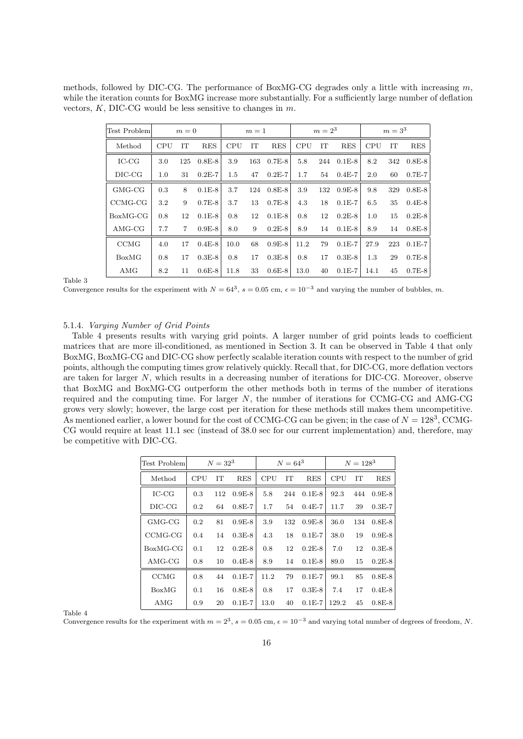methods, followed by DIC-CG. The performance of BoxMG-CG degrades only a little with increasing $m$, while the iteration counts for BoxMG increase more substantially. For a sufficiently large number of deflation vectors, $K$, DIC-CG would be less sensitive to changes in $m$.

| Test Problem | $m = 0$ | | | $m = 1$ | | | $m = 2^3$ | | | $m = 3^3$ | | |
|---|---|---|---|---|---|---|---|---|---|---|---|---|
| Method | CPU | IT | RES | CPU | IT | RES | CPU | IT | RES | CPU | IT | RES |
| IC-CG | 3.0 | 125 | 0.8E-8 | 3.9 | 163 | 0.7E-8 | 5.8 | 244 | 0.1E-8 | 8.2 | 342 | 0.8E-8 |
| DIC-CG | 1.0 | 31 | 0.2E-7 | 1.5 | 47 | 0.2E-7 | 1.7 | 54 | 0.4E-7 | 2.0 | 60 | 0.7E-7 |
| GMG-CG | 0.3 | 8 | 0.1E-8 | 3.7 | 124 | 0.8E-8 | 3.9 | 132 | 0.9E-8 | 9.8 | 329 | 0.8E-8 |
| CCMG-CG | 3.2 | 9 | 0.7E-8 | 3.7 | 13 | 0.7E-8 | 4.3 | 18 | 0.1E-7 | 6.5 | 35 | 0.4E-8 |
| BoxMG-CG | 0.8 | 12 | 0.1E-8 | 0.8 | 12 | 0.1E-8 | 0.8 | 12 | 0.2E-8 | 1.0 | 15 | 0.2E-8 |
| AMG-CG | 7.7 | 7 | 0.9E-8 | 8.0 | 9 | 0.2E-8 | 8.9 | 14 | 0.1E-8 | 8.9 | 14 | 0.8E-8 |
| CCMG | 4.0 | 17 | 0.4E-8 | 10.0 | 68 | 0.9E-8 | 11.2 | 79 | 0.1E-7 | 27.9 | 223 | 0.1E-7 |
| BoxMG | 0.8 | 17 | 0.3E-8 | 0.8 | 17 | 0.3E-8 | 0.8 | 17 | 0.3E-8 | 1.3 | 29 | 0.7E-8 |
| AMG | 8.2 | 11 | 0.6E-8 | 11.8 | 33 | 0.6E-8 | 13.0 | 40 | 0.1E-7 | 14.1 | 45 | 0.7E-8 |

Table 3
Convergence results for the experiment with $N = 64^3$, $s = 0.05$ cm, $\epsilon = 10^{-3}$ and varying the number of bubbles, $m$.

#### 5.1.4. *Varying Number of Grid Points*

Table 4 presents results with varying grid points. A larger number of grid points leads to coefficient matrices that are more ill-conditioned, as mentioned in Section 3. It can be observed in Table 4 that only BoxMG, BoxMG-CG and DIC-CG show perfectly scalable iteration counts with respect to the number of grid points, although the computing times grow relatively quickly. Recall that, for DIC-CG, more deflation vectors are taken for larger $N$, which results in a decreasing number of iterations for DIC-CG. Moreover, observe that BoxMG and BoxMG-CG outperform the other methods both in terms of the number of iterations required and the computing time. For larger $N$, the number of iterations for CCMG-CG and AMG-CG grows very slowly; however, the large cost per iteration for these methods still makes them uncompetitive. As mentioned earlier, a lower bound for the cost of CCMG-CG can be given; in the case of $N = 128^3$, CCMG-CG would require at least 11.1 sec (instead of 38.0 sec for our current implementation) and, therefore, may be competitive with DIC-CG.

| Test Problem | $N = 32^3$ | | | $N = 64^3$ | | | $N = 128^3$ | | |
|---|---|---|---|---|---|---|---|---|---|
| Method | CPU | IT | RES | CPU | IT | RES | CPU | IT | RES |
| IC-CG | 0.3 | 112 | 0.9E-8 | 5.8 | 244 | 0.1E-8 | 92.3 | 444 | 0.9E-8 |
| DIC-CG | 0.2 | 64 | 0.8E-7 | 1.7 | 54 | 0.4E-7 | 11.7 | 39 | 0.3E-7 |
| GMG-CG | 0.2 | 81 | 0.9E-8 | 3.9 | 132 | 0.9E-8 | 36.0 | 134 | 0.8E-8 |
| CCMG-CG | 0.4 | 14 | 0.3E-8 | 4.3 | 18 | 0.1E-7 | 38.0 | 19 | 0.9E-8 |
| BoxMG-CG | 0.1 | 12 | 0.2E-8 | 0.8 | 12 | 0.2E-8 | 7.0 | 12 | 0.3E-8 |
| AMG-CG | 0.8 | 10 | 0.4E-8 | 8.9 | 14 | 0.1E-8 | 89.0 | 15 | 0.2E-8 |
| CCMG | 0.8 | 44 | 0.1E-7 | 11.2 | 79 | 0.1E-7 | 99.1 | 85 | 0.8E-8 |
| BoxMG | 0.1 | 16 | 0.8E-8 | 0.8 | 17 | 0.3E-8 | 7.4 | 17 | 0.4E-8 |
| AMG | 0.9 | 20 | 0.1E-7 | 13.0 | 40 | 0.1E-7 | 129.2 | 45 | 0.8E-8 |

Table 4
Convergence results for the experiment with $m = 2^3$, $s = 0.05$ cm, $\epsilon = 10^{-3}$ and varying total number of degrees of freedom, $N$.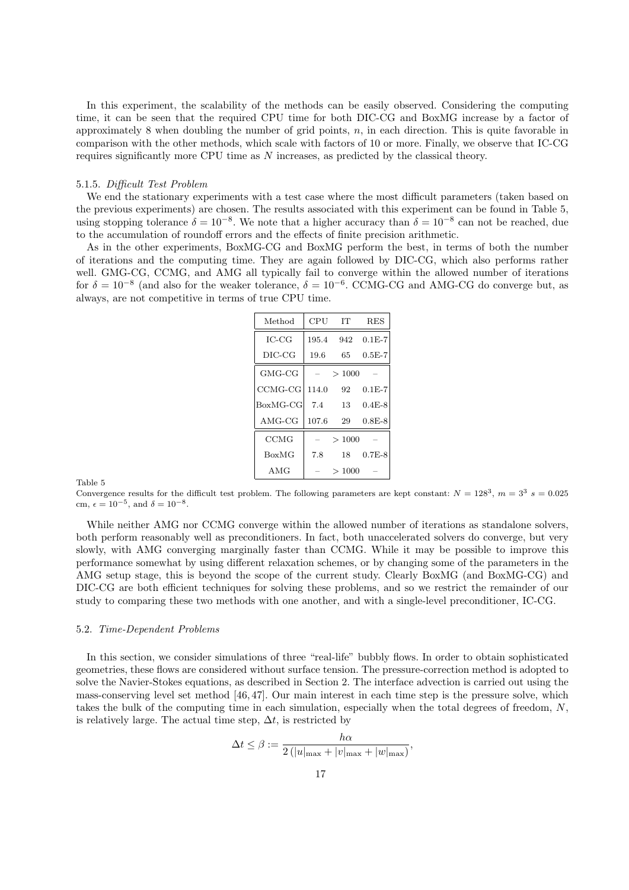In this experiment, the scalability of the methods can be easily observed. Considering the computing time, it can be seen that the required CPU time for both DIC-CG and BoxMG increase by a factor of approximately 8 when doubling the number of grid points, $n$, in each direction. This is quite favorable in comparison with the other methods, which scale with factors of 10 or more. Finally, we observe that IC-CG requires significantly more CPU time as $N$ increases, as predicted by the classical theory.

#### 5.1.5. *Difficult Test Problem*

We end the stationary experiments with a test case where the most difficult parameters (taken based on the previous experiments) are chosen. The results associated with this experiment can be found in Table 5, using stopping tolerance $\delta = 10^{-8}$. We note that a higher accuracy than $\delta = 10^{-8}$ can not be reached, due to the accumulation of roundoff errors and the effects of finite precision arithmetic.

As in the other experiments, BoxMG-CG and BoxMG perform the best, in terms of both the number of iterations and the computing time. They are again followed by DIC-CG, which also performs rather well. GMG-CG, CCMG, and AMG all typically fail to converge within the allowed number of iterations for $\delta = 10^{-8}$ (and also for the weaker tolerance, $\delta = 10^{-6}$. CCMG-CG and AMG-CG do converge but, as always, are not competitive in terms of true CPU time.

| Method | CPU | IT | RES |
|---|---|---|---|
| IC-CG | 195.4 | 942 | 0.1E-7 |
| DIC-CG | 19.6 | 65 | 0.5E-7 |
| GMG-CG | – | > 1000 | – |
| CCMG-CG | 114.0 | 92 | 0.1E-7 |
| BoxMG-CG | 7.4 | 13 | 0.4E-8 |
| AMG-CG | 107.6 | 29 | 0.8E-8 |
| CCMG | – | > 1000 | – |
| BoxMG | 7.8 | 18 | 0.7E-8 |
| AMG | – | > 1000 | – |

Table 5
Convergence results for the difficult test problem. The following parameters are kept constant: $N = 128^3$, $m = 3^3$ $s = 0.025$ cm, $\epsilon = 10^{-5}$, and $\delta = 10^{-8}$.

While neither AMG nor CCMG converge within the allowed number of iterations as standalone solvers, both perform reasonably well as preconditioners. In fact, both unaccelerated solvers do converge, but very slowly, with AMG converging marginally faster than CCMG. While it may be possible to improve this performance somewhat by using different relaxation schemes, or by changing some of the parameters in the AMG setup stage, this is beyond the scope of the current study. Clearly BoxMG (and BoxMG-CG) and DIC-CG are both efficient techniques for solving these problems, and so we restrict the remainder of our study to comparing these two methods with one another, and with a single-level preconditioner, IC-CG.

### 5.2. *Time-Dependent Problems*

In this section, we consider simulations of three "real-life" bubbly flows. In order to obtain sophisticated geometries, these flows are considered without surface tension. The pressure-correction method is adopted to solve the Navier-Stokes equations, as described in Section 2. The interface advection is carried out using the mass-conserving level set method [46, 47]. Our main interest in each time step is the pressure solve, which takes the bulk of the computing time in each simulation, especially when the total degrees of freedom, $N$, is relatively large. The actual time step, $\Delta t$, is restricted by

$$\Delta t \leq \beta := \frac{h\alpha}{2\left(|u|_{\max} + |v|_{\max} + |w|_{\max}\right)},$$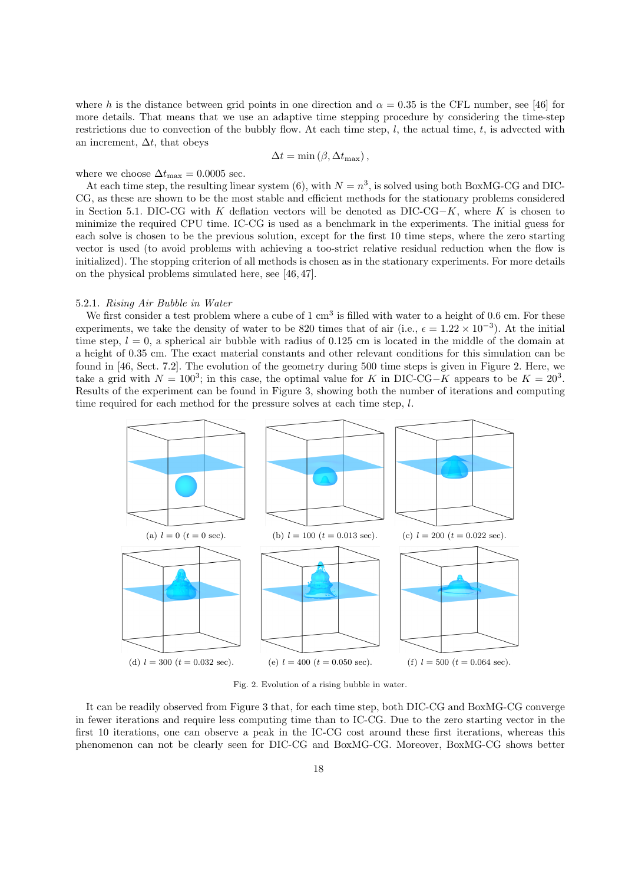where $h$ is the distance between grid points in one direction and $\alpha = 0.35$ is the CFL number, see [46] for more details. That means that we use an adaptive time stepping procedure by considering the time-step restrictions due to convection of the bubbly flow. At each time step, $l$, the actual time, $t$, is advected with an increment, $\Delta t$, that obeys

$$\Delta t = \min\left(\beta, \Delta t_{\max}\right),$$

where we choose $\Delta t_{\max} = 0.0005$ sec.

At each time step, the resulting linear system (6), with $N = n^3$, is solved using both BoxMG-CG and DIC-CG, as these are shown to be the most stable and efficient methods for the stationary problems considered in Section 5.1. DIC-CG with $K$ deflation vectors will be denoted as DIC-CG$-K$, where $K$ is chosen to minimize the required CPU time. IC-CG is used as a benchmark in the experiments. The initial guess for each solve is chosen to be the previous solution, except for the first 10 time steps, where the zero starting vector is used (to avoid problems with achieving a too-strict relative residual reduction when the flow is initialized). The stopping criterion of all methods is chosen as in the stationary experiments. For more details on the physical problems simulated here, see [46, 47].

### 5.2.1. *Rising Air Bubble in Water*

We first consider a test problem where a cube of 1 cm$^3$ is filled with water to a height of 0.6 cm. For these experiments, we take the density of water to be 820 times that of air (i.e., $\epsilon = 1.22 \times 10^{-3}$). At the initial time step, $l = 0$, a spherical air bubble with radius of 0.125 cm is located in the middle of the domain at a height of 0.35 cm. The exact material constants and other relevant conditions for this simulation can be found in [46, Sect. 7.2]. The evolution of the geometry during 500 time steps is given in Figure 2. Here, we take a grid with $N = 100^3$; in this case, the optimal value for $K$ in DIC-CG$-K$ appears to be $K = 20^3$. Results of the experiment can be found in Figure 3, showing both the number of iterations and computing time required for each method for the pressure solves at each time step, $l$.

(a) $l = 0$ ($t = 0$ sec).

(b) $l = 100$ ($t = 0.013$ sec).

(c) $l = 200$ ($t = 0.022$ sec).

(d) $l = 300$ ($t = 0.032$ sec).

(e) $l = 400$ ($t = 0.050$ sec).

(f) $l = 500$ ($t = 0.064$ sec).

Fig. 2. Evolution of a rising bubble in water.

It can be readily observed from Figure 3 that, for each time step, both DIC-CG and BoxMG-CG converge in fewer iterations and require less computing time than to IC-CG. Due to the zero starting vector in the first 10 iterations, one can observe a peak in the IC-CG cost around these first iterations, whereas this phenomenon can not be clearly seen for DIC-CG and BoxMG-CG. Moreover, BoxMG-CG shows better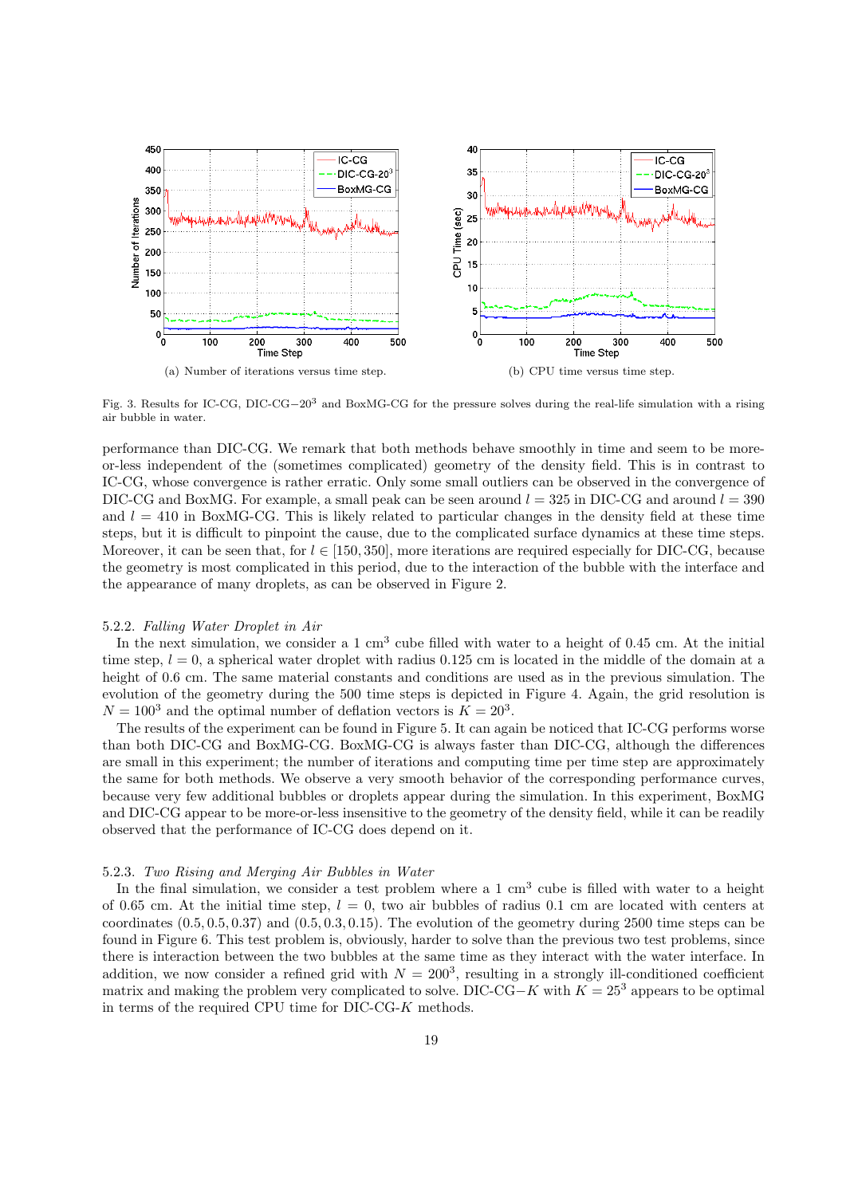(a) Number of iterations versus time step.

(b) CPU time versus time step.

Fig. 3. Results for IC-CG, DIC-CG$-20^3$ and BoxMG-CG for the pressure solves during the real-life simulation with a rising air bubble in water.

performance than DIC-CG. We remark that both methods behave smoothly in time and seem to be more-or-less independent of the (sometimes complicated) geometry of the density field. This is in contrast to IC-CG, whose convergence is rather erratic. Only some small outliers can be observed in the convergence of DIC-CG and BoxMG. For example, a small peak can be seen around $l = 325$ in DIC-CG and around $l = 390$ and $l = 410$ in BoxMG-CG. This is likely related to particular changes in the density field at these time steps, but it is difficult to pinpoint the cause, due to the complicated surface dynamics at these time steps. Moreover, it can be seen that, for $l \in [150, 350]$, more iterations are required especially for DIC-CG, because the geometry is most complicated in this period, due to the interaction of the bubble with the interface and the appearance of many droplets, as can be observed in Figure 2.

#### 5.2.2. *Falling Water Droplet in Air*

In the next simulation, we consider a 1 $\mathrm{cm}^3$ cube filled with water to a height of 0.45 cm. At the initial time step, $l = 0$, a spherical water droplet with radius 0.125 cm is located in the middle of the domain at a height of 0.6 cm. The same material constants and conditions are used as in the previous simulation. The evolution of the geometry during the 500 time steps is depicted in Figure 4. Again, the grid resolution is $N = 100^3$ and the optimal number of deflation vectors is $K = 20^3$.

The results of the experiment can be found in Figure 5. It can again be noticed that IC-CG performs worse than both DIC-CG and BoxMG-CG. BoxMG-CG is always faster than DIC-CG, although the differences are small in this experiment; the number of iterations and computing time per time step are approximately the same for both methods. We observe a very smooth behavior of the corresponding performance curves, because very few additional bubbles or droplets appear during the simulation. In this experiment, BoxMG and DIC-CG appear to be more-or-less insensitive to the geometry of the density field, while it can be readily observed that the performance of IC-CG does depend on it.

#### 5.2.3. *Two Rising and Merging Air Bubbles in Water*

In the final simulation, we consider a test problem where a 1 $\mathrm{cm}^3$ cube is filled with water to a height of 0.65 cm. At the initial time step, $l = 0$, two air bubbles of radius 0.1 cm are located with centers at coordinates $(0.5, 0.5, 0.37)$ and $(0.5, 0.3, 0.15)$. The evolution of the geometry during 2500 time steps can be found in Figure 6. This test problem is, obviously, harder to solve than the previous two test problems, since there is interaction between the two bubbles at the same time as they interact with the water interface. In addition, we now consider a refined grid with $N = 200^3$, resulting in a strongly ill-conditioned coefficient matrix and making the problem very complicated to solve. DIC-CG$-K$ with $K = 25^3$ appears to be optimal in terms of the required CPU time for DIC-CG-$K$ methods.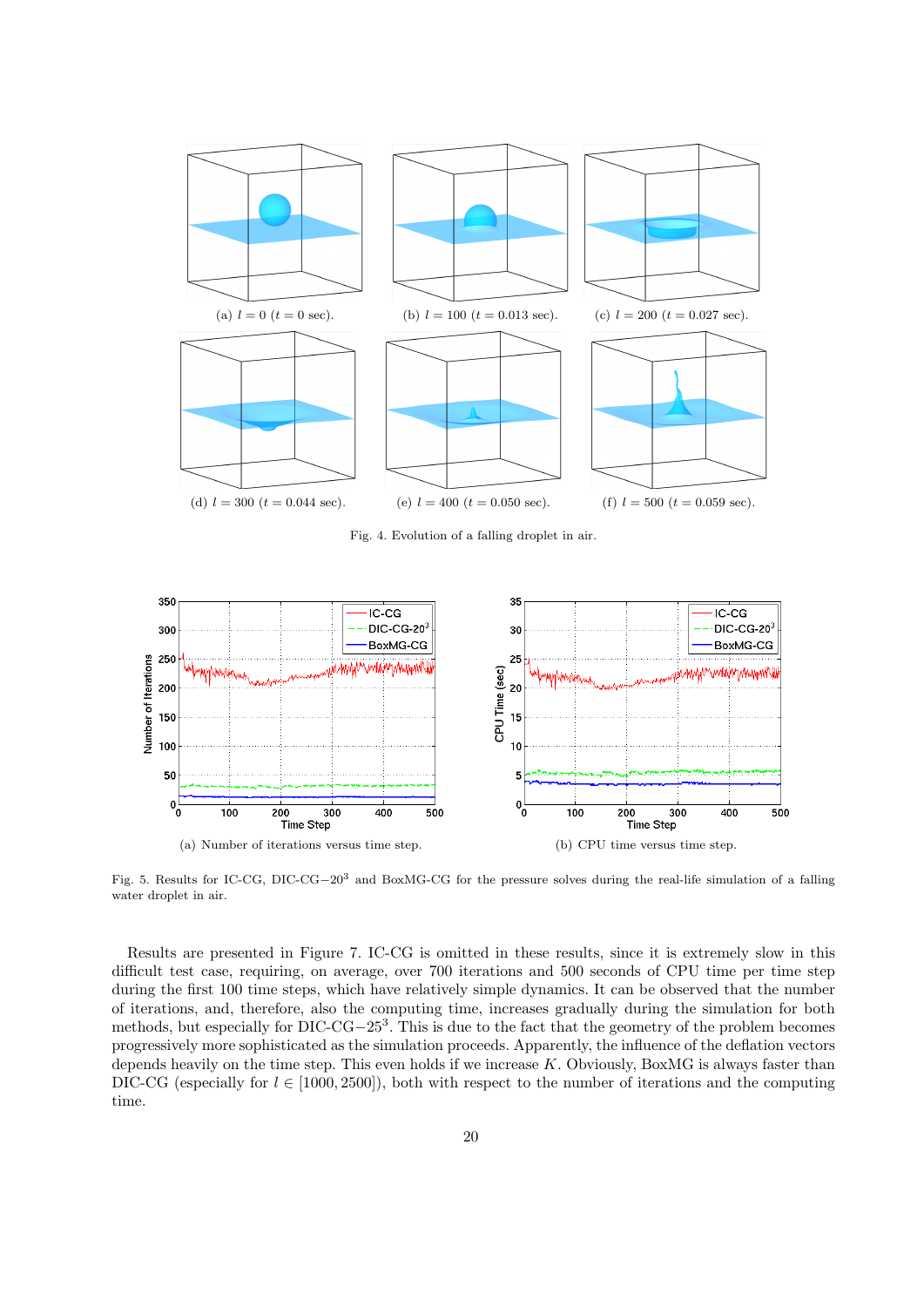(a) $l = 0$ ($t = 0$ sec).

(b) $l = 100$ ($t = 0.013$ sec).

(c) $l = 200$ ($t = 0.027$ sec).

(d) $l = 300$ ($t = 0.044$ sec).

(e) $l = 400$ ($t = 0.050$ sec).

(f) $l = 500$ ($t = 0.059$ sec).

Fig. 4. Evolution of a falling droplet in air.

(a) Number of iterations versus time step.

(b) CPU time versus time step.

Fig. 5. Results for IC-CG, DIC-CG$-20^3$ and BoxMG-CG for the pressure solves during the real-life simulation of a falling water droplet in air.

Results are presented in Figure 7. IC-CG is omitted in these results, since it is extremely slow in this difficult test case, requiring, on average, over 700 iterations and 500 seconds of CPU time per time step during the first 100 time steps, which have relatively simple dynamics. It can be observed that the number of iterations, and, therefore, also the computing time, increases gradually during the simulation for both methods, but especially for DIC-CG$-25^3$. This is due to the fact that the geometry of the problem becomes progressively more sophisticated as the simulation proceeds. Apparently, the influence of the deflation vectors depends heavily on the time step. This even holds if we increase $K$. Obviously, BoxMG is always faster than DIC-CG (especially for $l \in [1000, 2500]$), both with respect to the number of iterations and the computing time.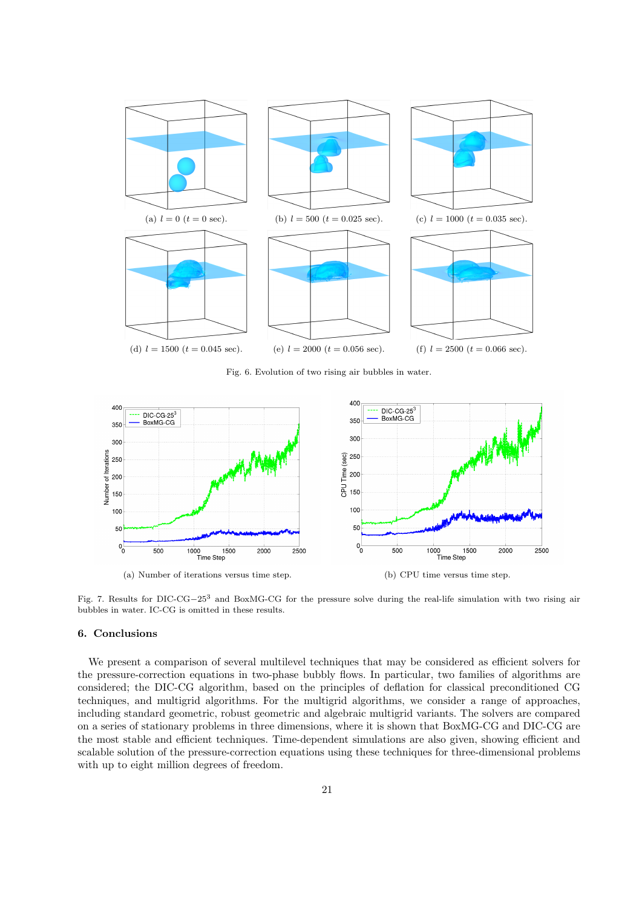(a) $l = 0$ ($t = 0$ sec).

(b) $l = 500$ ($t = 0.025$ sec).

(c) $l = 1000$ ($t = 0.035$ sec).

(d) $l = 1500$ ($t = 0.045$ sec).

(e) $l = 2000$ ($t = 0.056$ sec).

(f) $l = 2500$ ($t = 0.066$ sec).

Fig. 6. Evolution of two rising air bubbles in water.

(a) Number of iterations versus time step.

(b) CPU time versus time step.

Fig. 7. Results for DIC-CG$-25^3$ and BoxMG-CG for the pressure solve during the real-life simulation with two rising air bubbles in water. IC-CG is omitted in these results.

## 6. Conclusions

We present a comparison of several multilevel techniques that may be considered as efficient solvers for the pressure-correction equations in two-phase bubbly flows. In particular, two families of algorithms are considered; the DIC-CG algorithm, based on the principles of deflation for classical preconditioned CG techniques, and multigrid algorithms. For the multigrid algorithms, we consider a range of approaches, including standard geometric, robust geometric and algebraic multigrid variants. The solvers are compared on a series of stationary problems in three dimensions, where it is shown that BoxMG-CG and DIC-CG are the most stable and efficient techniques. Time-dependent simulations are also given, showing efficient and scalable solution of the pressure-correction equations using these techniques for three-dimensional problems with up to eight million degrees of freedom.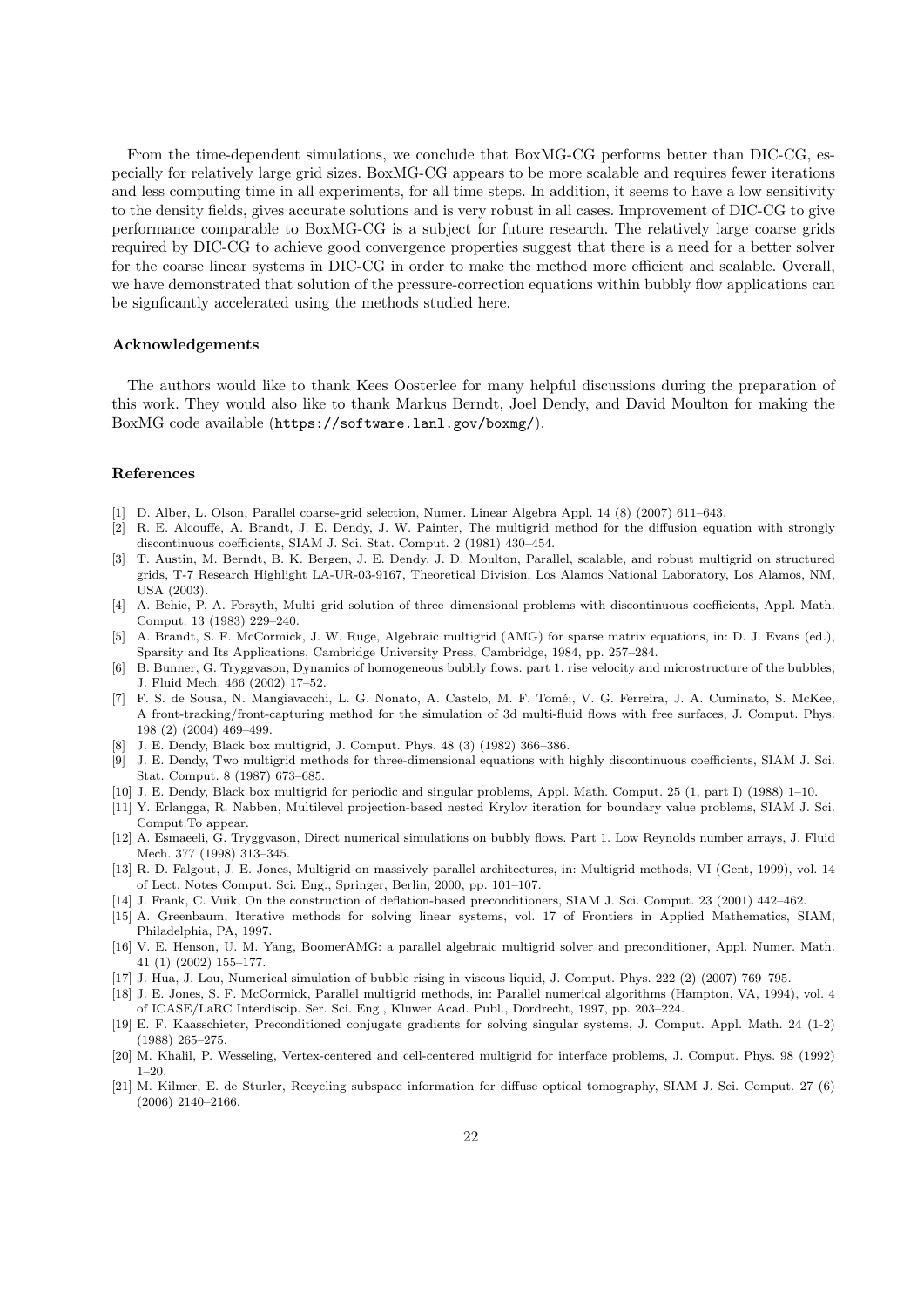From the time-dependent simulations, we conclude that BoxMG-CG performs better than DIC-CG, especially for relatively large grid sizes. BoxMG-CG appears to be more scalable and requires fewer iterations and less computing time in all experiments, for all time steps. In addition, it seems to have a low sensitivity to the density fields, gives accurate solutions and is very robust in all cases. Improvement of DIC-CG to give performance comparable to BoxMG-CG is a subject for future research. The relatively large coarse grids required by DIC-CG to achieve good convergence properties suggest that there is a need for a better solver for the coarse linear systems in DIC-CG in order to make the method more efficient and scalable. Overall, we have demonstrated that solution of the pressure-correction equations within bubbly flow applications can be signficantly accelerated using the methods studied here.

### Acknowledgements

The authors would like to thank Kees Oosterlee for many helpful discussions during the preparation of this work. They would also like to thank Markus Berndt, Joel Dendy, and David Moulton for making the BoxMG code available (https://software.lanl.gov/boxmg/).

### References

[1] D. Alber, L. Olson, Parallel coarse-grid selection, Numer. Linear Algebra Appl. 14 (8) (2007) 611–643.

[2] R. E. Alcouffe, A. Brandt, J. E. Dendy, J. W. Painter, The multigrid method for the diffusion equation with strongly discontinuous coefficients, SIAM J. Sci. Stat. Comput. 2 (1981) 430–454.

[3] T. Austin, M. Berndt, B. K. Bergen, J. E. Dendy, J. D. Moulton, Parallel, scalable, and robust multigrid on structured grids, T-7 Research Highlight LA-UR-03-9167, Theoretical Division, Los Alamos National Laboratory, Los Alamos, NM, USA (2003).

[4] A. Behie, P. A. Forsyth, Multi–grid solution of three–dimensional problems with discontinuous coefficients, Appl. Math. Comput. 13 (1983) 229–240.

[5] A. Brandt, S. F. McCormick, J. W. Ruge, Algebraic multigrid (AMG) for sparse matrix equations, in: D. J. Evans (ed.), Sparsity and Its Applications, Cambridge University Press, Cambridge, 1984, pp. 257–284.

[6] B. Bunner, G. Tryggvason, Dynamics of homogeneous bubbly flows. part 1. rise velocity and microstructure of the bubbles, J. Fluid Mech. 466 (2002) 17–52.

[7] F. S. de Sousa, N. Mangiavacchi, L. G. Nonato, A. Castelo, M. F. Tomé;, V. G. Ferreira, J. A. Cuminato, S. McKee, A front-tracking/front-capturing method for the simulation of 3d multi-fluid flows with free surfaces, J. Comput. Phys. 198 (2) (2004) 469–499.

[8] J. E. Dendy, Black box multigrid, J. Comput. Phys. 48 (3) (1982) 366–386.

[9] J. E. Dendy, Two multigrid methods for three-dimensional equations with highly discontinuous coefficients, SIAM J. Sci. Stat. Comput. 8 (1987) 673–685.

[10] J. E. Dendy, Black box multigrid for periodic and singular problems, Appl. Math. Comput. 25 (1, part I) (1988) 1–10.

[11] Y. Erlangga, R. Nabben, Multilevel projection-based nested Krylov iteration for boundary value problems, SIAM J. Sci. Comput.To appear.

[12] A. Esmaeeli, G. Tryggvason, Direct numerical simulations on bubbly flows. Part 1. Low Reynolds number arrays, J. Fluid Mech. 377 (1998) 313–345.

[13] R. D. Falgout, J. E. Jones, Multigrid on massively parallel architectures, in: Multigrid methods, VI (Gent, 1999), vol. 14 of Lect. Notes Comput. Sci. Eng., Springer, Berlin, 2000, pp. 101–107.

[14] J. Frank, C. Vuik, On the construction of deflation-based preconditioners, SIAM J. Sci. Comput. 23 (2001) 442–462.

[15] A. Greenbaum, Iterative methods for solving linear systems, vol. 17 of Frontiers in Applied Mathematics, SIAM, Philadelphia, PA, 1997.

[16] V. E. Henson, U. M. Yang, BoomerAMG: a parallel algebraic multigrid solver and preconditioner, Appl. Numer. Math. 41 (1) (2002) 155–177.

[17] J. Hua, J. Lou, Numerical simulation of bubble rising in viscous liquid, J. Comput. Phys. 222 (2) (2007) 769–795.

[18] J. E. Jones, S. F. McCormick, Parallel multigrid methods, in: Parallel numerical algorithms (Hampton, VA, 1994), vol. 4 of ICASE/LaRC Interdiscip. Ser. Sci. Eng., Kluwer Acad. Publ., Dordrecht, 1997, pp. 203–224.

[19] E. F. Kaasschieter, Preconditioned conjugate gradients for solving singular systems, J. Comput. Appl. Math. 24 (1-2) (1988) 265–275.

[20] M. Khalil, P. Wesseling, Vertex-centered and cell-centered multigrid for interface problems, J. Comput. Phys. 98 (1992) 1–20.

[21] M. Kilmer, E. de Sturler, Recycling subspace information for diffuse optical tomography, SIAM J. Sci. Comput. 27 (6) (2006) 2140–2166.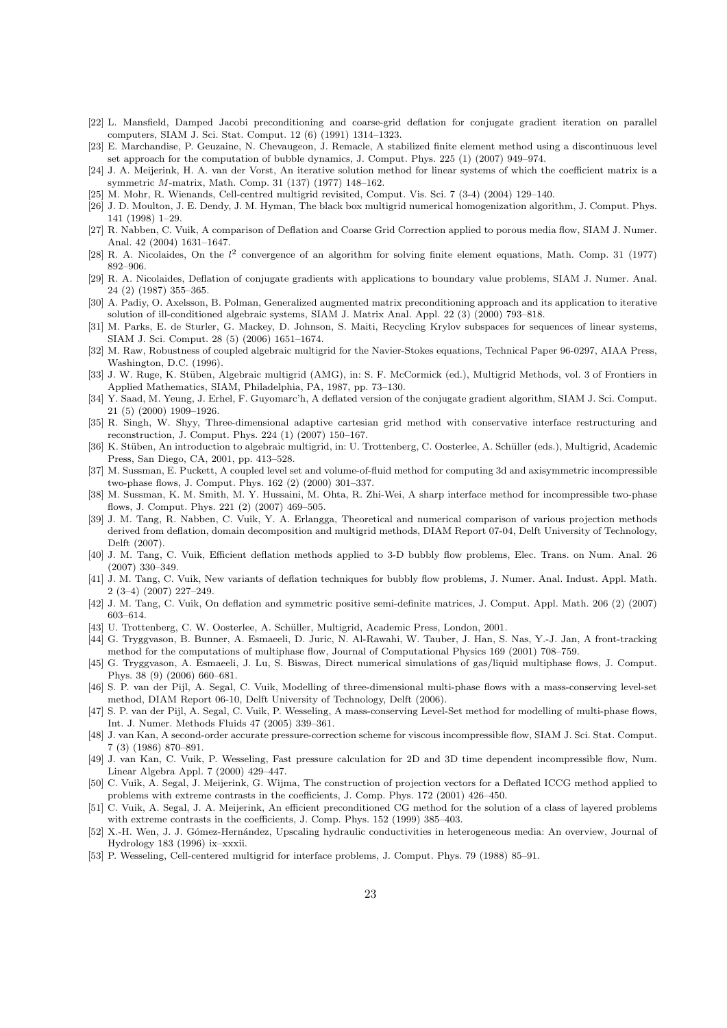[22] L. Mansfield, Damped Jacobi preconditioning and coarse-grid deflation for conjugate gradient iteration on parallel computers, SIAM J. Sci. Stat. Comput. 12 (6) (1991) 1314–1323.

[23] E. Marchandise, P. Geuzaine, N. Chevaugeon, J. Remacle, A stabilized finite element method using a discontinuous level set approach for the computation of bubble dynamics, J. Comput. Phys. 225 (1) (2007) 949–974.

[24] J. A. Meijerink, H. A. van der Vorst, An iterative solution method for linear systems of which the coefficient matrix is a symmetric $M$-matrix, Math. Comp. 31 (137) (1977) 148–162.

[25] M. Mohr, R. Wienands, Cell-centred multigrid revisited, Comput. Vis. Sci. 7 (3-4) (2004) 129–140.

[26] J. D. Moulton, J. E. Dendy, J. M. Hyman, The black box multigrid numerical homogenization algorithm, J. Comput. Phys. 141 (1998) 1–29.

[27] R. Nabben, C. Vuik, A comparison of Deflation and Coarse Grid Correction applied to porous media flow, SIAM J. Numer. Anal. 42 (2004) 1631–1647.

[28] R. A. Nicolaides, On the $l^2$ convergence of an algorithm for solving finite element equations, Math. Comp. 31 (1977) 892–906.

[29] R. A. Nicolaides, Deflation of conjugate gradients with applications to boundary value problems, SIAM J. Numer. Anal. 24 (2) (1987) 355–365.

[30] A. Padiy, O. Axelsson, B. Polman, Generalized augmented matrix preconditioning approach and its application to iterative solution of ill-conditioned algebraic systems, SIAM J. Matrix Anal. Appl. 22 (3) (2000) 793–818.

[31] M. Parks, E. de Sturler, G. Mackey, D. Johnson, S. Maiti, Recycling Krylov subspaces for sequences of linear systems, SIAM J. Sci. Comput. 28 (5) (2006) 1651–1674.

[32] M. Raw, Robustness of coupled algebraic multigrid for the Navier-Stokes equations, Technical Paper 96-0297, AIAA Press, Washington, D.C. (1996).

[33] J. W. Ruge, K. Stüben, Algebraic multigrid (AMG), in: S. F. McCormick (ed.), Multigrid Methods, vol. 3 of Frontiers in Applied Mathematics, SIAM, Philadelphia, PA, 1987, pp. 73–130.

[34] Y. Saad, M. Yeung, J. Erhel, F. Guyomarc'h, A deflated version of the conjugate gradient algorithm, SIAM J. Sci. Comput. 21 (5) (2000) 1909–1926.

[35] R. Singh, W. Shyy, Three-dimensional adaptive cartesian grid method with conservative interface restructuring and reconstruction, J. Comput. Phys. 224 (1) (2007) 150–167.

[36] K. Stüben, An introduction to algebraic multigrid, in: U. Trottenberg, C. Oosterlee, A. Schüller (eds.), Multigrid, Academic Press, San Diego, CA, 2001, pp. 413–528.

[37] M. Sussman, E. Puckett, A coupled level set and volume-of-fluid method for computing 3d and axisymmetric incompressible two-phase flows, J. Comput. Phys. 162 (2) (2000) 301–337.

[38] M. Sussman, K. M. Smith, M. Y. Hussaini, M. Ohta, R. Zhi-Wei, A sharp interface method for incompressible two-phase flows, J. Comput. Phys. 221 (2) (2007) 469–505.

[39] J. M. Tang, R. Nabben, C. Vuik, Y. A. Erlangga, Theoretical and numerical comparison of various projection methods derived from deflation, domain decomposition and multigrid methods, DIAM Report 07-04, Delft University of Technology, Delft (2007).

[40] J. M. Tang, C. Vuik, Efficient deflation methods applied to 3-D bubbly flow problems, Elec. Trans. on Num. Anal. 26 (2007) 330–349.

[41] J. M. Tang, C. Vuik, New variants of deflation techniques for bubbly flow problems, J. Numer. Anal. Indust. Appl. Math. 2 (3–4) (2007) 227–249.

[42] J. M. Tang, C. Vuik, On deflation and symmetric positive semi-definite matrices, J. Comput. Appl. Math. 206 (2) (2007) 603–614.

[43] U. Trottenberg, C. W. Oosterlee, A. Schüller, Multigrid, Academic Press, London, 2001.

[44] G. Tryggvason, B. Bunner, A. Esmaeeli, D. Juric, N. Al-Rawahi, W. Tauber, J. Han, S. Nas, Y.-J. Jan, A front-tracking method for the computations of multiphase flow, Journal of Computational Physics 169 (2001) 708–759.

[45] G. Tryggvason, A. Esmaeeli, J. Lu, S. Biswas, Direct numerical simulations of gas/liquid multiphase flows, J. Comput. Phys. 38 (9) (2006) 660–681.

[46] S. P. van der Pijl, A. Segal, C. Vuik, Modelling of three-dimensional multi-phase flows with a mass-conserving level-set method, DIAM Report 06-10, Delft University of Technology, Delft (2006).

[47] S. P. van der Pijl, A. Segal, C. Vuik, P. Wesseling, A mass-conserving Level-Set method for modelling of multi-phase flows, Int. J. Numer. Methods Fluids 47 (2005) 339–361.

[48] J. van Kan, A second-order accurate pressure-correction scheme for viscous incompressible flow, SIAM J. Sci. Stat. Comput. 7 (3) (1986) 870–891.

[49] J. van Kan, C. Vuik, P. Wesseling, Fast pressure calculation for 2D and 3D time dependent incompressible flow, Num. Linear Algebra Appl. 7 (2000) 429–447.

[50] C. Vuik, A. Segal, J. Meijerink, G. Wijma, The construction of projection vectors for a Deflated ICCG method applied to problems with extreme contrasts in the coefficients, J. Comp. Phys. 172 (2001) 426–450.

[51] C. Vuik, A. Segal, J. A. Meijerink, An efficient preconditioned CG method for the solution of a class of layered problems with extreme contrasts in the coefficients, J. Comp. Phys. 152 (1999) 385–403.

[52] X.-H. Wen, J. J. Gómez-Hernández, Upscaling hydraulic conductivities in heterogeneous media: An overview, Journal of Hydrology 183 (1996) ix–xxxii.

[53] P. Wesseling, Cell-centered multigrid for interface problems, J. Comput. Phys. 79 (1988) 85–91.